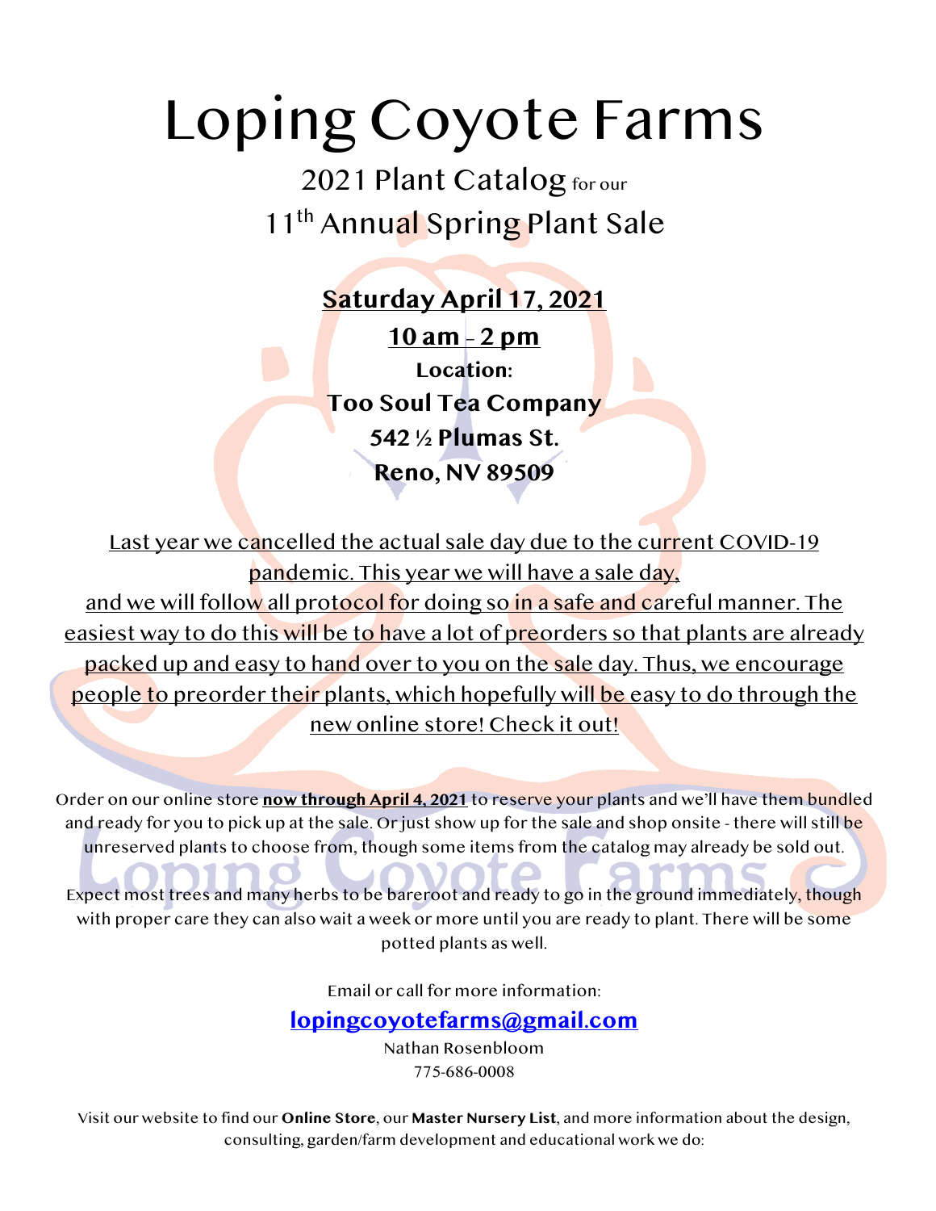# Loping Coyote Farms

## 2021 Plant Catalog for our 11th Annual Spring Plant Sale

**Saturday April 17, 2021**

**10 am - 2 pm**

**Location:**

**Too Soul Tea Company**

**542 ½ Plumas St.**

**Reno, NV 89509**

Last year we cancelled the actual sale day due to the current COVID-19 pandemic. This year we will have a sale day, and we will follow all protocol for doing so in a safe and careful manner. The easiest way to do this will be to have a lot of preorders so that plants are already packed up and easy to hand over to you on the sale day. Thus, we encourage people to preorder their plants, which hopefully will be easy to do through the new online store! Check it out!

Order on our online store **now through April 4, 2021** to reserve your plants and we'll have them bundled and ready for you to pick up at the sale. Or just show up for the sale and shop onsite - there will still be unreserved plants to choose from, though some items from the catalog may already be sold out.

Expect most trees and many herbs to be bareroot and ready to go in the ground immediately, though with proper care they can also wait a week or more until you are ready to plant. There will be some potted plants as well.

Email or call for more information:

**lopingcoyotefarms@gmail.com**

Nathan Rosenbloom

775-686-0008

Visit our website to find our **Online Store**, our **Master Nursery List**, and more information about the design, consulting, garden/farm development and educational work we do: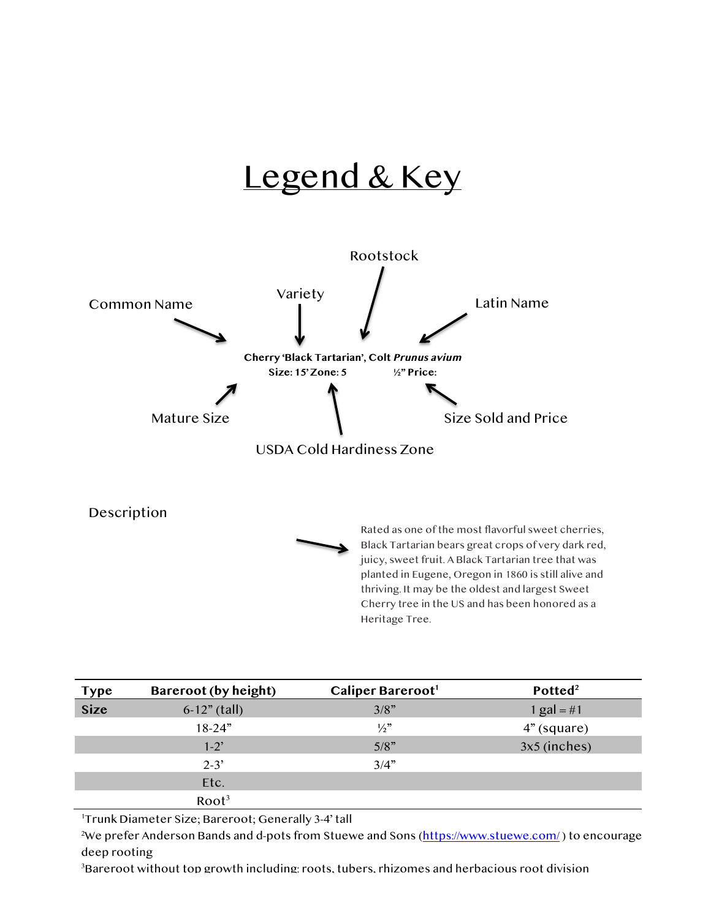# Legend & Key

Rootstock

Variety

Common Name

Latin Name

**Cherry 'Black Tartarian', Colt *Prunus avium***
**Size: 15' Zone: 5 ½" Price:**

Mature Size

USDA Cold Hardiness Zone

Size Sold and Price

Description

Rated as one of the most flavorful sweet cherries, Black Tartarian bears great crops of very dark red, juicy, sweet fruit. A Black Tartarian tree that was planted in Eugene, Oregon in 1860 is still alive and thriving. It may be the oldest and largest Sweet Cherry tree in the US and has been honored as a Heritage Tree.

| Type | Bareroot (by height) | Caliper Bareroot[1] | Potted[2] |
|---|---|---|---|
| **Size** | 6-12" (tall) | 3/8" | 1 gal = #1 |
| | 18-24" | ½" | 4" (square) |
| | 1-2' | 5/8" | 3x5 (inches) |
| | 2-3' | 3/4" | |
| | Etc. | | |
| | Root[3] | | |

[1]Trunk Diameter Size; Bareroot; Generally 3-4' tall

[2]We prefer Anderson Bands and d-pots from Stuewe and Sons (https://www.stuewe.com/ ) to encourage deep rooting

[3]Bareroot without top growth including: roots, tubers, rhizomes and herbacious root division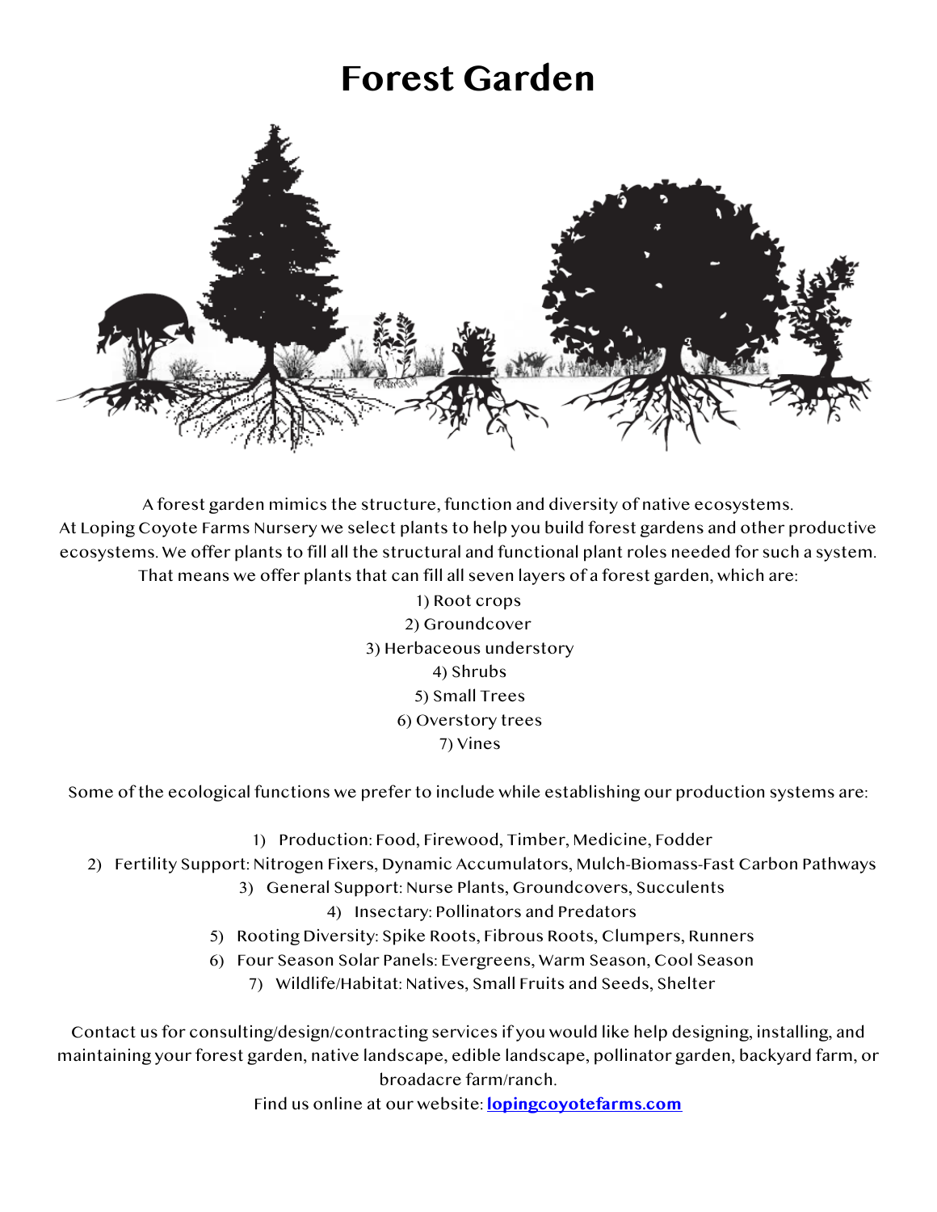# Forest Garden

A forest garden mimics the structure, function and diversity of native ecosystems.
At Loping Coyote Farms Nursery we select plants to help you build forest gardens and other productive ecosystems. We offer plants to fill all the structural and functional plant roles needed for such a system. That means we offer plants that can fill all seven layers of a forest garden, which are:

1) Root crops
2) Groundcover
3) Herbaceous understory
4) Shrubs
5) Small Trees
6) Overstory trees
7) Vines

Some of the ecological functions we prefer to include while establishing our production systems are:

1) Production: Food, Firewood, Timber, Medicine, Fodder
2) Fertility Support: Nitrogen Fixers, Dynamic Accumulators, Mulch-Biomass-Fast Carbon Pathways
3) General Support: Nurse Plants, Groundcovers, Succulents
4) Insectary: Pollinators and Predators
5) Rooting Diversity: Spike Roots, Fibrous Roots, Clumpers, Runners
6) Four Season Solar Panels: Evergreens, Warm Season, Cool Season
7) Wildlife/Habitat: Natives, Small Fruits and Seeds, Shelter

Contact us for consulting/design/contracting services if you would like help designing, installing, and maintaining your forest garden, native landscape, edible landscape, pollinator garden, backyard farm, or broadacre farm/ranch.
Find us online at our website: **[lopingcoyotefarms.com](lopingcoyotefarms.com)**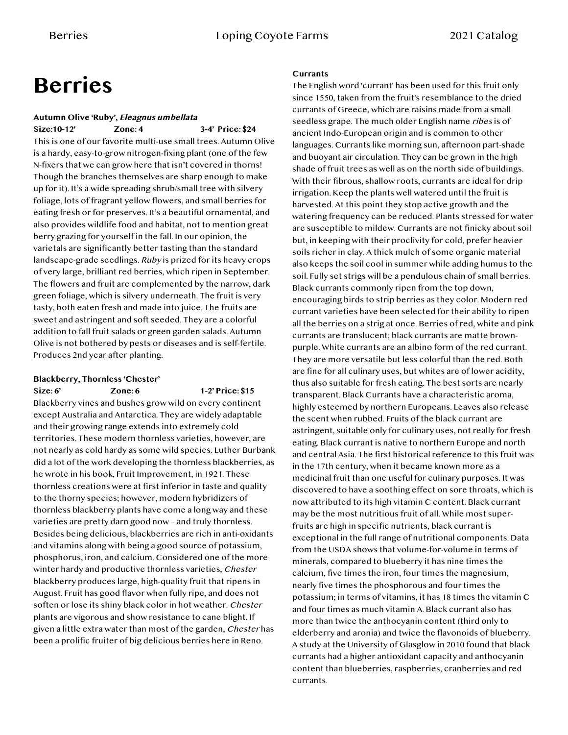# Berries

**Autumn Olive 'Ruby', *Eleagnus umbellata***

**Size:10-12' Zone: 4 3-4' Price: $24**

This is one of our favorite multi-use small trees. Autumn Olive is a hardy, easy-to-grow nitrogen-fixing plant (one of the few N-fixers that we can grow here that isn't covered in thorns! Though the branches themselves are sharp enough to make up for it). It's a wide spreading shrub/small tree with silvery foliage, lots of fragrant yellow flowers, and small berries for eating fresh or for preserves. It's a beautiful ornamental, and also provides wildlife food and habitat, not to mention great berry grazing for yourself in the fall. In our opinion, the varietals are significantly better tasting than the standard landscape-grade seedlings. *Ruby* is prized for its heavy crops of very large, brilliant red berries, which ripen in September. The flowers and fruit are complemented by the narrow, dark green foliage, which is silvery underneath. The fruit is very tasty, both eaten fresh and made into juice. The fruits are sweet and astringent and soft seeded. They are a colorful addition to fall fruit salads or green garden salads. Autumn Olive is not bothered by pests or diseases and is self-fertile. Produces 2nd year after planting.

**Blackberry, Thornless 'Chester'**

**Size: 6' Zone: 6 1-2' Price: $15**

Blackberry vines and bushes grow wild on every continent except Australia and Antarctica. They are widely adaptable and their growing range extends into extremely cold territories. These modern thornless varieties, however, are not nearly as cold hardy as some wild species. Luther Burbank did a lot of the work developing the thornless blackberries, as he wrote in his book, Fruit Improvement, in 1921. These thornless creations were at first inferior in taste and quality to the thorny species; however, modern hybridizers of thornless blackberry plants have come a long way and these varieties are pretty darn good now – and truly thornless. Besides being delicious, blackberries are rich in anti-oxidants and vitamins along with being a good source of potassium, phosphorus, iron, and calcium. Considered one of the more winter hardy and productive thornless varieties, *Chester* blackberry produces large, high-quality fruit that ripens in August. Fruit has good flavor when fully ripe, and does not soften or lose its shiny black color in hot weather. *Chester* plants are vigorous and show resistance to cane blight. If given a little extra water than most of the garden, *Chester* has been a prolific fruiter of big delicious berries here in Reno.

**Currants**

The English word 'currant' has been used for this fruit only since 1550, taken from the fruit's resemblance to the dried currants of Greece, which are raisins made from a small seedless grape. The much older English name *ribes* is of ancient Indo-European origin and is common to other languages. Currants like morning sun, afternoon part-shade and buoyant air circulation. They can be grown in the high shade of fruit trees as well as on the north side of buildings. With their fibrous, shallow roots, currants are ideal for drip irrigation. Keep the plants well watered until the fruit is harvested. At this point they stop active growth and the watering frequency can be reduced. Plants stressed for water are susceptible to mildew. Currants are not finicky about soil but, in keeping with their proclivity for cold, prefer heavier soils richer in clay. A thick mulch of some organic material also keeps the soil cool in summer while adding humus to the soil. Fully set strigs will be a pendulous chain of small berries. Black currants commonly ripen from the top down, encouraging birds to strip berries as they color. Modern red currant varieties have been selected for their ability to ripen all the berries on a strig at once. Berries of red, white and pink currants are translucent; black currants are matte brown-purple. White currants are an albino form of the red currant. They are more versatile but less colorful than the red. Both are fine for all culinary uses, but whites are of lower acidity, thus also suitable for fresh eating. The best sorts are nearly transparent. Black Currants have a characteristic aroma, highly esteemed by northern Europeans. Leaves also release the scent when rubbed. Fruits of the black currant are astringent, suitable only for culinary uses, not really for fresh eating. Black currant is native to northern Europe and north and central Asia. The first historical reference to this fruit was in the 17th century, when it became known more as a medicinal fruit than one useful for culinary purposes. It was discovered to have a soothing effect on sore throats, which is now attributed to its high vitamin C content. Black currant may be the most nutritious fruit of all. While most super-fruits are high in specific nutrients, black currant is exceptional in the full range of nutritional components. Data from the USDA shows that volume-for-volume in terms of minerals, compared to blueberry it has nine times the calcium, five times the iron, four times the magnesium, nearly five times the phosphorous and four times the potassium; in terms of vitamins, it has 18 times the vitamin C and four times as much vitamin A. Black currant also has more than twice the anthocyanin content (third only to elderberry and aronia) and twice the flavonoids of blueberry. A study at the University of Glasgow in 2010 found that black currants had a higher antioxidant capacity and anthocyanin content than blueberries, raspberries, cranberries and red currants.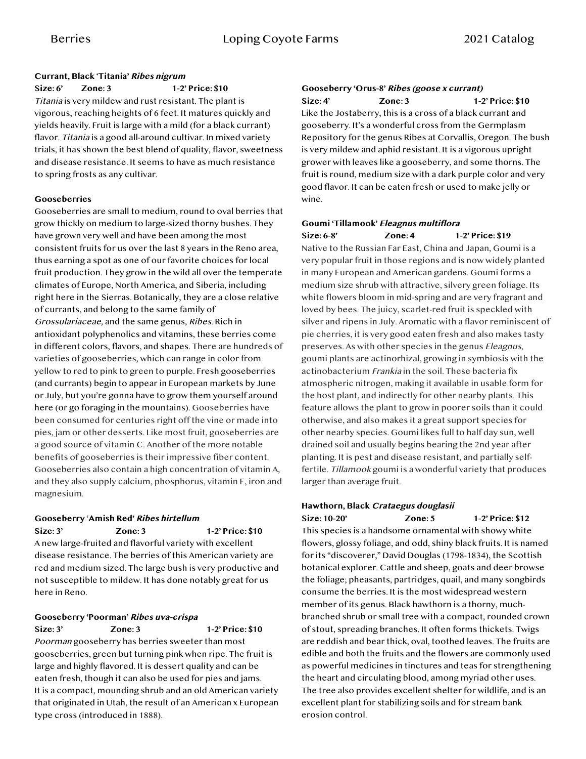**Currant, Black 'Titania'** ***Ribes nigrum***

**Size: 6' Zone: 3 1-2' Price: $10**

*Titania* is very mildew and rust resistant. The plant is vigorous, reaching heights of 6 feet. It matures quickly and yields heavily. Fruit is large with a mild (for a black currant) flavor. *Titania* is a good all-around cultivar. In mixed variety trials, it has shown the best blend of quality, flavor, sweetness and disease resistance. It seems to have as much resistance to spring frosts as any cultivar.

**Gooseberries**

Gooseberries are small to medium, round to oval berries that grow thickly on medium to large-sized thorny bushes. They have grown very well and have been among the most consistent fruits for us over the last 8 years in the Reno area, thus earning a spot as one of our favorite choices for local fruit production. They grow in the wild all over the temperate climates of Europe, North America, and Siberia, including right here in the Sierras. Botanically, they are a close relative of currants, and belong to the same family of *Grossulariaceae,* and the same genus, *Ribes*. Rich in antioxidant polyphenolics and vitamins, these berries come in different colors, flavors, and shapes. There are hundreds of varieties of gooseberries, which can range in color from yellow to red to pink to green to purple. Fresh gooseberries (and currants) begin to appear in European markets by June or July, but you're gonna have to grow them yourself around here (or go foraging in the mountains). Gooseberries have been consumed for centuries right off the vine or made into pies, jam or other desserts. Like most fruit, gooseberries are a good source of vitamin C. Another of the more notable benefits of gooseberries is their impressive fiber content. Gooseberries also contain a high concentration of vitamin A, and they also supply calcium, phosphorus, vitamin E, iron and magnesium.

**Gooseberry 'Amish Red'** ***Ribes hirtellum***

**Size: 3' Zone: 3 1-2' Price: $10**

A new large-fruited and flavorful variety with excellent disease resistance. The berries of this American variety are red and medium sized. The large bush is very productive and not susceptible to mildew. It has done notably great for us here in Reno.

**Gooseberry 'Poorman'** ***Ribes uva-crispa***

**Size: 3' Zone: 3 1-2' Price: $10**

*Poorman* gooseberry has berries sweeter than most gooseberries, green but turning pink when ripe. The fruit is large and highly flavored. It is dessert quality and can be eaten fresh, though it can also be used for pies and jams. It is a compact, mounding shrub and an old American variety that originated in Utah, the result of an American x European type cross (introduced in 1888).

**Gooseberry 'Orus-8'** ***Ribes (goose x currant)***

**Size: 4' Zone: 3 1-2' Price: $10**

Like the Jostaberry, this is a cross of a black currant and gooseberry. It's a wonderful cross from the Germplasm Repository for the genus Ribes at Corvallis, Oregon. The bush is very mildew and aphid resistant. It is a vigorous upright grower with leaves like a gooseberry, and some thorns. The fruit is round, medium size with a dark purple color and very good flavor. It can be eaten fresh or used to make jelly or wine.

**Goumi 'Tillamook'** ***Eleagnus multiflora***

**Size: 6-8' Zone: 4 1-2' Price: $19**

Native to the Russian Far East, China and Japan, Goumi is a very popular fruit in those regions and is now widely planted in many European and American gardens. Goumi forms a medium size shrub with attractive, silvery green foliage. Its white flowers bloom in mid-spring and are very fragrant and loved by bees. The juicy, scarlet-red fruit is speckled with silver and ripens in July. Aromatic with a flavor reminiscent of pie cherries, it is very good eaten fresh and also makes tasty preserves. As with other species in the genus *Eleagnus*, goumi plants are actinorhizal, growing in symbiosis with the actinobacterium *Frankia* in the soil. These bacteria fix atmospheric nitrogen, making it available in usable form for the host plant, and indirectly for other nearby plants. This feature allows the plant to grow in poorer soils than it could otherwise, and also makes it a great support species for other nearby species. Goumi likes full to half day sun, well drained soil and usually begins bearing the 2nd year after planting. It is pest and disease resistant, and partially self-fertile. *Tillamook* goumi is a wonderful variety that produces larger than average fruit.

**Hawthorn, Black** ***Crataegus douglasii***

**Size: 10-20' Zone: 5 1-2' Price: $12**

This species is a handsome ornamental with showy white flowers, glossy foliage, and odd, shiny black fruits. It is named for its "discoverer," David Douglas (1798-1834), the Scottish botanical explorer. Cattle and sheep, goats and deer browse the foliage; pheasants, partridges, quail, and many songbirds consume the berries. It is the most widespread western member of its genus. Black hawthorn is a thorny, much-branched shrub or small tree with a compact, rounded crown of stout, spreading branches. It often forms thickets. Twigs are reddish and bear thick, oval, toothed leaves. The fruits are edible and both the fruits and the flowers are commonly used as powerful medicines in tinctures and teas for strengthening the heart and circulating blood, among myriad other uses. The tree also provides excellent shelter for wildlife, and is an excellent plant for stabilizing soils and for stream bank erosion control.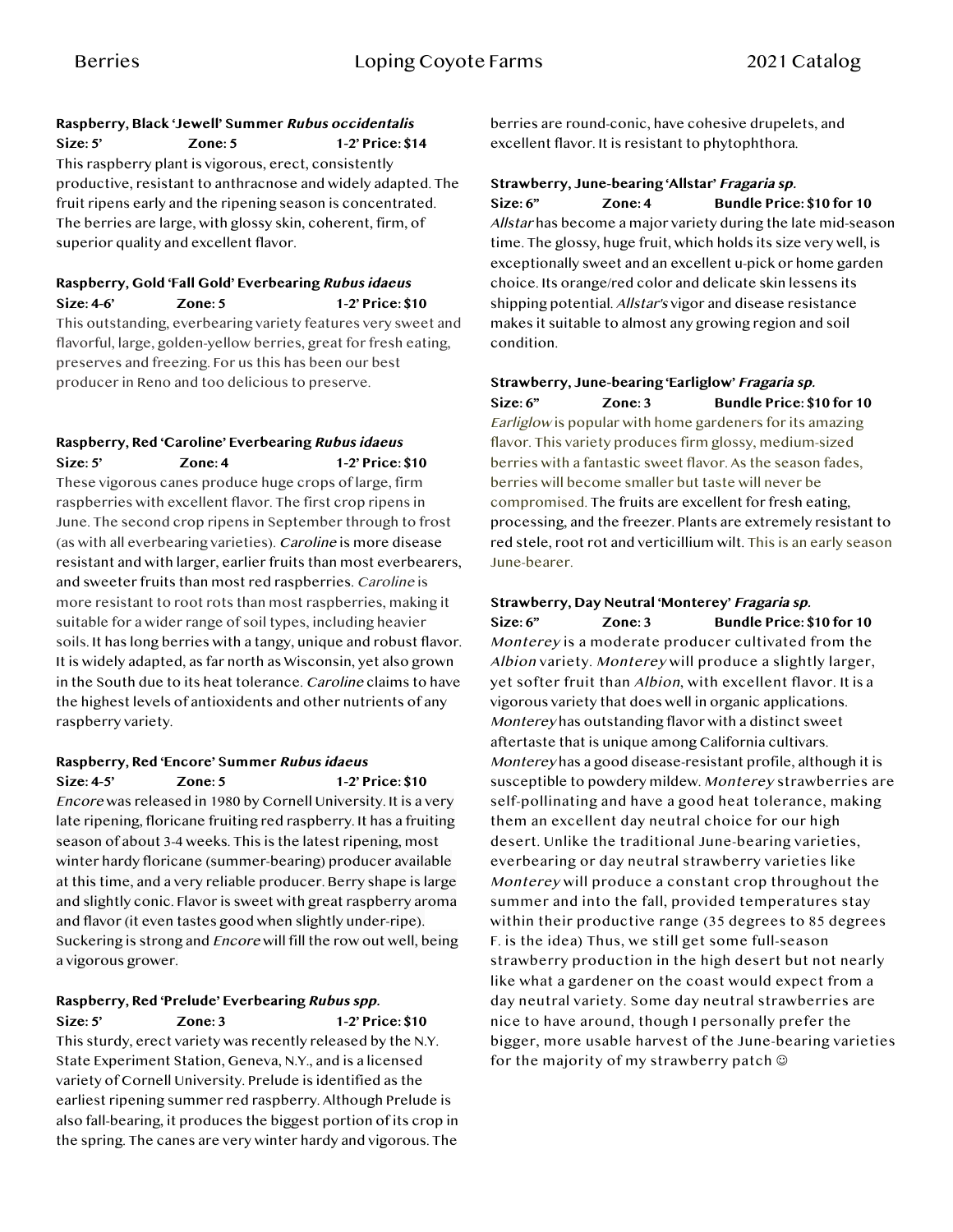**Raspberry, Black 'Jewell' Summer *Rubus occidentalis***

**Size: 5' Zone: 5 1-2' Price: $14**

This raspberry plant is vigorous, erect, consistently productive, resistant to anthracnose and widely adapted. The fruit ripens early and the ripening season is concentrated. The berries are large, with glossy skin, coherent, firm, of superior quality and excellent flavor.

**Raspberry, Gold 'Fall Gold' Everbearing *Rubus idaeus***

**Size: 4-6' Zone: 5 1-2' Price: $10**

This outstanding, everbearing variety features very sweet and flavorful, large, golden-yellow berries, great for fresh eating, preserves and freezing. For us this has been our best producer in Reno and too delicious to preserve.

**Raspberry, Red 'Caroline' Everbearing *Rubus idaeus***

**Size: 5' Zone: 4 1-2' Price: $10**

These vigorous canes produce huge crops of large, firm raspberries with excellent flavor. The first crop ripens in June. The second crop ripens in September through to frost (as with all everbearing varieties). *Caroline* is more disease resistant and with larger, earlier fruits than most everbearers, and sweeter fruits than most red raspberries. *Caroline* is more resistant to root rots than most raspberries, making it suitable for a wider range of soil types, including heavier soils. It has long berries with a tangy, unique and robust flavor. It is widely adapted, as far north as Wisconsin, yet also grown in the South due to its heat tolerance. *Caroline* claims to have the highest levels of antioxidents and other nutrients of any raspberry variety.

**Raspberry, Red 'Encore' Summer *Rubus idaeus***

**Size: 4-5' Zone: 5 1-2' Price: $10**

*Encore* was released in 1980 by Cornell University. It is a very late ripening, floricane fruiting red raspberry. It has a fruiting season of about 3-4 weeks. This is the latest ripening, most winter hardy floricane (summer-bearing) producer available at this time, and a very reliable producer. Berry shape is large and slightly conic. Flavor is sweet with great raspberry aroma and flavor (it even tastes good when slightly under-ripe). Suckering is strong and *Encore* will fill the row out well, being a vigorous grower.

**Raspberry, Red 'Prelude' Everbearing *Rubus spp.***

**Size: 5' Zone: 3 1-2' Price: $10**

This sturdy, erect variety was recently released by the N.Y. State Experiment Station, Geneva, N.Y., and is a licensed variety of Cornell University. Prelude is identified as the earliest ripening summer red raspberry. Although Prelude is also fall-bearing, it produces the biggest portion of its crop in the spring. The canes are very winter hardy and vigorous. The berries are round-conic, have cohesive drupelets, and excellent flavor. It is resistant to phytophthora.

**Strawberry, June-bearing 'Allstar' *Fragaria sp.***

**Size: 6" Zone: 4 Bundle Price: $10 for 10**

*Allstar* has become a major variety during the late mid-season time. The glossy, huge fruit, which holds its size very well, is exceptionally sweet and an excellent u-pick or home garden choice. Its orange/red color and delicate skin lessens its shipping potential. *Allstar's* vigor and disease resistance makes it suitable to almost any growing region and soil condition.

**Strawberry, June-bearing 'Earliglow' *Fragaria sp.***

**Size: 6" Zone: 3 Bundle Price: $10 for 10**

*Earliglow* is popular with home gardeners for its amazing flavor. This variety produces firm glossy, medium-sized berries with a fantastic sweet flavor. As the season fades, berries will become smaller but taste will never be compromised. The fruits are excellent for fresh eating, processing, and the freezer. Plants are extremely resistant to red stele, root rot and verticillium wilt. This is an early season June-bearer.

**Strawberry, Day Neutral 'Monterey' *Fragaria sp.***

**Size: 6" Zone: 3 Bundle Price: $10 for 10**

*Monterey* is a moderate producer cultivated from the *Albion* variety. *Monterey* will produce a slightly larger, yet softer fruit than *Albion*, with excellent flavor. It is a vigorous variety that does well in organic applications. *Monterey* has outstanding flavor with a distinct sweet aftertaste that is unique among California cultivars. *Monterey* has a good disease-resistant profile, although it is susceptible to powdery mildew. *Monterey* strawberries are self-pollinating and have a good heat tolerance, making them an excellent day neutral choice for our high desert. Unlike the traditional June-bearing varieties, everbearing or day neutral strawberry varieties like *Monterey* will produce a constant crop throughout the summer and into the fall, provided temperatures stay within their productive range (35 degrees to 85 degrees F. is the idea) Thus, we still get some full-season strawberry production in the high desert but not nearly like what a gardener on the coast would expect from a day neutral variety. Some day neutral strawberries are nice to have around, though I personally prefer the bigger, more usable harvest of the June-bearing varieties for the majority of my strawberry patch ☺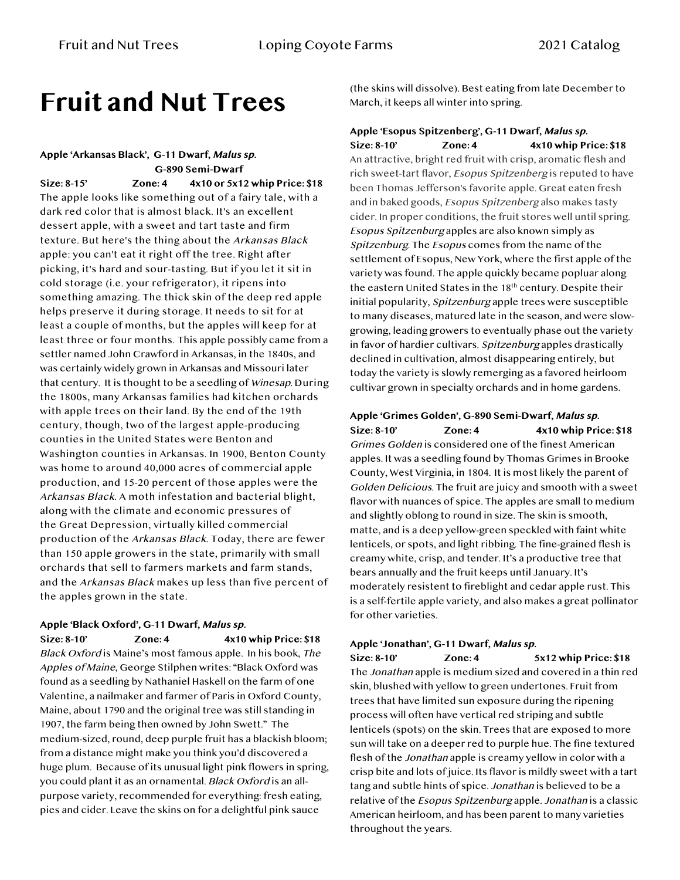# Fruit and Nut Trees

**Apple 'Arkansas Black', G-11 Dwarf, *Malus sp.***
**G-890 Semi-Dwarf**
**Size: 8-15' Zone: 4 4x10 or 5x12 whip Price: $18**
The apple looks like something out of a fairy tale, with a dark red color that is almost black. It's an excellent dessert apple, with a sweet and tart taste and firm texture. But here's the thing about the *Arkansas Black* apple: you can't eat it right off the tree. Right after picking, it's hard and sour-tasting. But if you let it sit in cold storage (i.e. your refrigerator), it ripens into something amazing. The thick skin of the deep red apple helps preserve it during storage. It needs to sit for at least a couple of months, but the apples will keep for at least three or four months. This apple possibly came from a settler named John Crawford in Arkansas, in the 1840s, and was certainly widely grown in Arkansas and Missouri later that century. It is thought to be a seedling of *Winesap*. During the 1800s, many Arkansas families had kitchen orchards with apple trees on their land. By the end of the 19th century, though, two of the largest apple-producing counties in the United States were Benton and Washington counties in Arkansas. In 1900, Benton County was home to around 40,000 acres of commercial apple production, and 15-20 percent of those apples were the *Arkansas Black*. A moth infestation and bacterial blight, along with the climate and economic pressures of the Great Depression, virtually killed commercial production of the *Arkansas Black*. Today, there are fewer than 150 apple growers in the state, primarily with small orchards that sell to farmers markets and farm stands, and the *Arkansas Black* makes up less than five percent of the apples grown in the state.

**Apple 'Black Oxford', G-11 Dwarf, *Malus sp.***
**Size: 8-10' Zone: 4 4x10 whip Price: $18**
*Black Oxford* is Maine's most famous apple. In his book, *The Apples of Maine*, George Stilphen writes: "Black Oxford was found as a seedling by Nathaniel Haskell on the farm of one Valentine, a nailmaker and farmer of Paris in Oxford County, Maine, about 1790 and the original tree was still standing in 1907, the farm being then owned by John Swett." The medium-sized, round, deep purple fruit has a blackish bloom; from a distance might make you think you'd discovered a huge plum. Because of its unusual light pink flowers in spring, you could plant it as an ornamental. *Black Oxford* is an all-purpose variety, recommended for everything: fresh eating, pies and cider. Leave the skins on for a delightful pink sauce (the skins will dissolve). Best eating from late December to March, it keeps all winter into spring.

**Apple 'Esopus Spitzenberg', G-11 Dwarf, *Malus sp.***
**Size: 8-10' Zone: 4 4x10 whip Price: $18**
An attractive, bright red fruit with crisp, aromatic flesh and rich sweet-tart flavor, *Esopus Spitzenberg* is reputed to have been Thomas Jefferson's favorite apple. Great eaten fresh and in baked goods, *Esopus Spitzenberg* also makes tasty cider. In proper conditions, the fruit stores well until spring. *Esopus Spitzenburg* apples are also known simply as *Spitzenburg*. The *Esopus* comes from the name of the settlement of Esopus, New York, where the first apple of the variety was found. The apple quickly became popluar along the eastern United States in the 18th century. Despite their initial popularity, *Spitzenburg* apple trees were susceptible to many diseases, matured late in the season, and were slow-growing, leading growers to eventually phase out the variety in favor of hardier cultivars. *Spitzenburg* apples drastically declined in cultivation, almost disappearing entirely, but today the variety is slowly remerging as a favored heirloom cultivar grown in specialty orchards and in home gardens.

**Apple 'Grimes Golden', G-890 Semi-Dwarf, *Malus sp.***
**Size: 8-10' Zone: 4 4x10 whip Price: $18**
*Grimes Golden* is considered one of the finest American apples. It was a seedling found by Thomas Grimes in Brooke County, West Virginia, in 1804. It is most likely the parent of *Golden Delicious*. The fruit are juicy and smooth with a sweet flavor with nuances of spice. The apples are small to medium and slightly oblong to round in size. The skin is smooth, matte, and is a deep yellow-green speckled with faint white lenticels, or spots, and light ribbing. The fine-grained flesh is creamy white, crisp, and tender. It's a productive tree that bears annually and the fruit keeps until January. It's moderately resistent to fireblight and cedar apple rust. This is a self-fertile apple variety, and also makes a great pollinator for other varieties.

**Apple 'Jonathan', G-11 Dwarf, *Malus sp.***
**Size: 8-10' Zone: 4 5x12 whip Price: $18**
The *Jonathan* apple is medium sized and covered in a thin red skin, blushed with yellow to green undertones. Fruit from trees that have limited sun exposure during the ripening process will often have vertical red striping and subtle lenticels (spots) on the skin. Trees that are exposed to more sun will take on a deeper red to purple hue. The fine textured flesh of the *Jonathan* apple is creamy yellow in color with a crisp bite and lots of juice. Its flavor is mildly sweet with a tart tang and subtle hints of spice. *Jonathan* is believed to be a relative of the *Esopus Spitzenburg* apple. *Jonathan* is a classic American heirloom, and has been parent to many varieties throughout the years.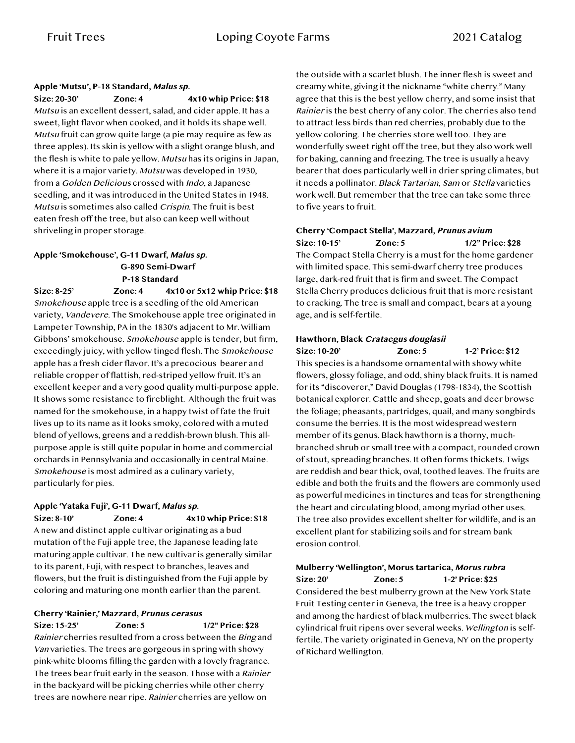**Apple 'Mutsu', P-18 Standard, *Malus sp.***

**Size: 20-30' Zone: 4 4x10 whip Price: $18**

*Mutsu* is an excellent dessert, salad, and cider apple. It has a sweet, light flavor when cooked, and it holds its shape well. *Mutsu* fruit can grow quite large (a pie may require as few as three apples). Its skin is yellow with a slight orange blush, and the flesh is white to pale yellow. *Mutsu* has its origins in Japan, where it is a major variety. *Mutsu* was developed in 1930, from a *Golden Delicious* crossed with *Indo*, a Japanese seedling, and it was introduced in the United States in 1948. *Mutsu* is sometimes also called *Crispin*. The fruit is best eaten fresh off the tree, but also can keep well without shriveling in proper storage.

**Apple 'Smokehouse', G-11 Dwarf, *Malus sp.***
**G-890 Semi-Dwarf**
**P-18 Standard**

**Size: 8-25' Zone: 4 4x10 or 5x12 whip Price: $18**

*Smokehouse* apple tree is a seedling of the old American variety, *Vandevere*. The Smokehouse apple tree originated in Lampeter Township, PA in the 1830's adjacent to Mr. William Gibbons' smokehouse. *Smokehouse* apple is tender, but firm, exceedingly juicy, with yellow tinged flesh. The *Smokehouse* apple has a fresh cider flavor. It's a precocious bearer and reliable cropper of flattish, red-striped yellow fruit. It's an excellent keeper and a very good quality multi-purpose apple. It shows some resistance to fireblight. Although the fruit was named for the smokehouse, in a happy twist of fate the fruit lives up to its name as it looks smoky, colored with a muted blend of yellows, greens and a reddish-brown blush. This all-purpose apple is still quite popular in home and commercial orchards in Pennsylvania and occasionally in central Maine. *Smokehouse* is most admired as a culinary variety, particularly for pies.

**Apple 'Yataka Fuji', G-11 Dwarf, *Malus sp.***

**Size: 8-10' Zone: 4 4x10 whip Price: $18**

A new and distinct apple cultivar originating as a bud mutation of the Fuji apple tree, the Japanese leading late maturing apple cultivar. The new cultivar is generally similar to its parent, Fuji, with respect to branches, leaves and flowers, but the fruit is distinguished from the Fuji apple by coloring and maturing one month earlier than the parent.

**Cherry 'Rainier,' Mazzard, *Prunus cerasus***

**Size: 15-25' Zone: 5 1/2" Price: $28**

*Rainier* cherries resulted from a cross between the *Bing* and *Van* varieties. The trees are gorgeous in spring with showy pink-white blooms filling the garden with a lovely fragrance. The trees bear fruit early in the season. Those with a *Rainier* in the backyard will be picking cherries while other cherry trees are nowhere near ripe. *Rainier* cherries are yellow on the outside with a scarlet blush. The inner flesh is sweet and creamy white, giving it the nickname "white cherry." Many agree that this is the best yellow cherry, and some insist that *Rainier* is the best cherry of any color. The cherries also tend to attract less birds than red cherries, probably due to the yellow coloring. The cherries store well too. They are wonderfully sweet right off the tree, but they also work well for baking, canning and freezing. The tree is usually a heavy bearer that does particularly well in drier spring climates, but it needs a pollinator. *Black Tartarian*, *Sam* or *Stella* varieties work well. But remember that the tree can take some three to five years to fruit.

**Cherry 'Compact Stella', Mazzard, *Prunus avium***

**Size: 10-15' Zone: 5 1/2" Price: $28**

The Compact Stella Cherry is a must for the home gardener with limited space. This semi-dwarf cherry tree produces large, dark-red fruit that is firm and sweet. The Compact Stella Cherry produces delicious fruit that is more resistant to cracking. The tree is small and compact, bears at a young age, and is self-fertile.

**Hawthorn, Black *Crataegus douglasii***

**Size: 10-20' Zone: 5 1-2' Price: $12**

This species is a handsome ornamental with showy white flowers, glossy foliage, and odd, shiny black fruits. It is named for its "discoverer," David Douglas (1798-1834), the Scottish botanical explorer. Cattle and sheep, goats and deer browse the foliage; pheasants, partridges, quail, and many songbirds consume the berries. It is the most widespread western member of its genus. Black hawthorn is a thorny, much-branched shrub or small tree with a compact, rounded crown of stout, spreading branches. It often forms thickets. Twigs are reddish and bear thick, oval, toothed leaves. The fruits are edible and both the fruits and the flowers are commonly used as powerful medicines in tinctures and teas for strengthening the heart and circulating blood, among myriad other uses. The tree also provides excellent shelter for wildlife, and is an excellent plant for stabilizing soils and for stream bank erosion control.

**Mulberry 'Wellington', Morus tartarica, *Morus rubra***

**Size: 20' Zone: 5 1-2' Price: $25**

Considered the best mulberry grown at the New York State Fruit Testing center in Geneva, the tree is a heavy cropper and among the hardiest of black mulberries. The sweet black cylindrical fruit ripens over several weeks. *Wellington* is self-fertile. The variety originated in Geneva, NY on the property of Richard Wellington.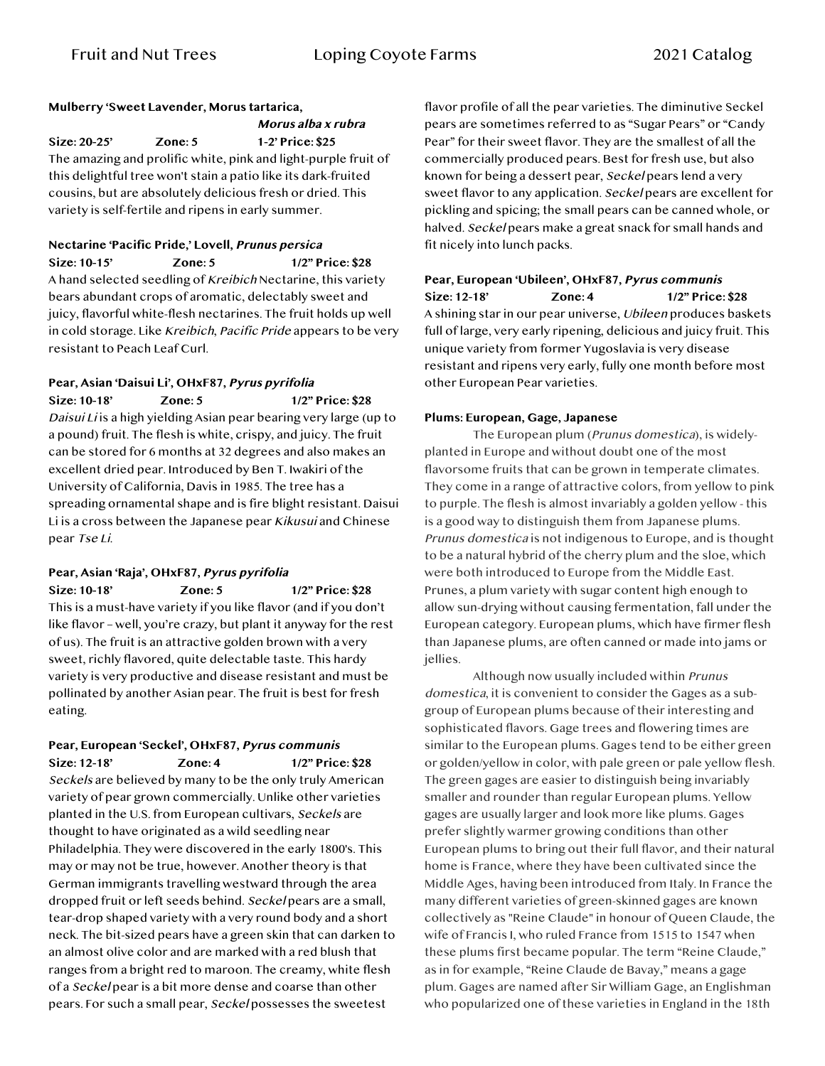**Mulberry 'Sweet Lavender, Morus tartarica, *Morus alba x rubra***

**Size: 20-25' Zone: 5 1-2' Price: $25**

The amazing and prolific white, pink and light-purple fruit of this delightful tree won't stain a patio like its dark-fruited cousins, but are absolutely delicious fresh or dried. This variety is self-fertile and ripens in early summer.

**Nectarine 'Pacific Pride,' Lovell, *Prunus persica***

**Size: 10-15' Zone: 5 1/2" Price: $28**

A hand selected seedling of *Kreibich* Nectarine, this variety bears abundant crops of aromatic, delectably sweet and juicy, flavorful white-flesh nectarines. The fruit holds up well in cold storage. Like *Kreibich*, *Pacific Pride* appears to be very resistant to Peach Leaf Curl.

**Pear, Asian 'Daisui Li', OHxF87, *Pyrus pyrifolia***

**Size: 10-18' Zone: 5 1/2" Price: $28**

*Daisui Li* is a high yielding Asian pear bearing very large (up to a pound) fruit. The flesh is white, crispy, and juicy. The fruit can be stored for 6 months at 32 degrees and also makes an excellent dried pear. Introduced by Ben T. Iwakiri of the University of California, Davis in 1985. The tree has a spreading ornamental shape and is fire blight resistant. Daisui Li is a cross between the Japanese pear *Kikusui* and Chinese pear *Tse Li*.

**Pear, Asian 'Raja', OHxF87, *Pyrus pyrifolia***

**Size: 10-18' Zone: 5 1/2" Price: $28**

This is a must-have variety if you like flavor (and if you don't like flavor – well, you're crazy, but plant it anyway for the rest of us). The fruit is an attractive golden brown with a very sweet, richly flavored, quite delectable taste. This hardy variety is very productive and disease resistant and must be pollinated by another Asian pear. The fruit is best for fresh eating.

**Pear, European 'Seckel', OHxF87, *Pyrus communis***

**Size: 12-18' Zone: 4 1/2" Price: $28**

*Seckels* are believed by many to be the only truly American variety of pear grown commercially. Unlike other varieties planted in the U.S. from European cultivars, *Seckels* are thought to have originated as a wild seedling near Philadelphia. They were discovered in the early 1800's. This may or may not be true, however. Another theory is that German immigrants travelling westward through the area dropped fruit or left seeds behind. *Seckel* pears are a small, tear-drop shaped variety with a very round body and a short neck. The bit-sized pears have a green skin that can darken to an almost olive color and are marked with a red blush that ranges from a bright red to maroon. The creamy, white flesh of a *Seckel* pear is a bit more dense and coarse than other pears. For such a small pear, *Seckel* possesses the sweetest flavor profile of all the pear varieties. The diminutive Seckel pears are sometimes referred to as "Sugar Pears" or "Candy Pear" for their sweet flavor. They are the smallest of all the commercially produced pears. Best for fresh use, but also known for being a dessert pear, *Seckel* pears lend a very sweet flavor to any application. *Seckel* pears are excellent for pickling and spicing; the small pears can be canned whole, or halved. *Seckel* pears make a great snack for small hands and fit nicely into lunch packs.

**Pear, European 'Ubileen', OHxF87, *Pyrus communis***

**Size: 12-18' Zone: 4 1/2" Price: $28**

A shining star in our pear universe, *Ubileen* produces baskets full of large, very early ripening, delicious and juicy fruit. This unique variety from former Yugoslavia is very disease resistant and ripens very early, fully one month before most other European Pear varieties.

**Plums: European, Gage, Japanese**

The European plum (*Prunus domestica*), is widely-planted in Europe and without doubt one of the most flavorsome fruits that can be grown in temperate climates. They come in a range of attractive colors, from yellow to pink to purple. The flesh is almost invariably a golden yellow - this is a good way to distinguish them from Japanese plums. *Prunus domestica* is not indigenous to Europe, and is thought to be a natural hybrid of the cherry plum and the sloe, which were both introduced to Europe from the Middle East. Prunes, a plum variety with sugar content high enough to allow sun-drying without causing fermentation, fall under the European category. European plums, which have firmer flesh than Japanese plums, are often canned or made into jams or jellies.

Although now usually included within *Prunus domestica*, it is convenient to consider the Gages as a sub-group of European plums because of their interesting and sophisticated flavors. Gage trees and flowering times are similar to the European plums. Gages tend to be either green or golden/yellow in color, with pale green or pale yellow flesh. The green gages are easier to distinguish being invariably smaller and rounder than regular European plums. Yellow gages are usually larger and look more like plums. Gages prefer slightly warmer growing conditions than other European plums to bring out their full flavor, and their natural home is France, where they have been cultivated since the Middle Ages, having been introduced from Italy. In France the many different varieties of green-skinned gages are known collectively as "Reine Claude" in honour of Queen Claude, the wife of Francis I, who ruled France from 1515 to 1547 when these plums first became popular. The term "Reine Claude," as in for example, "Reine Claude de Bavay," means a gage plum. Gages are named after Sir William Gage, an Englishman who popularized one of these varieties in England in the 18th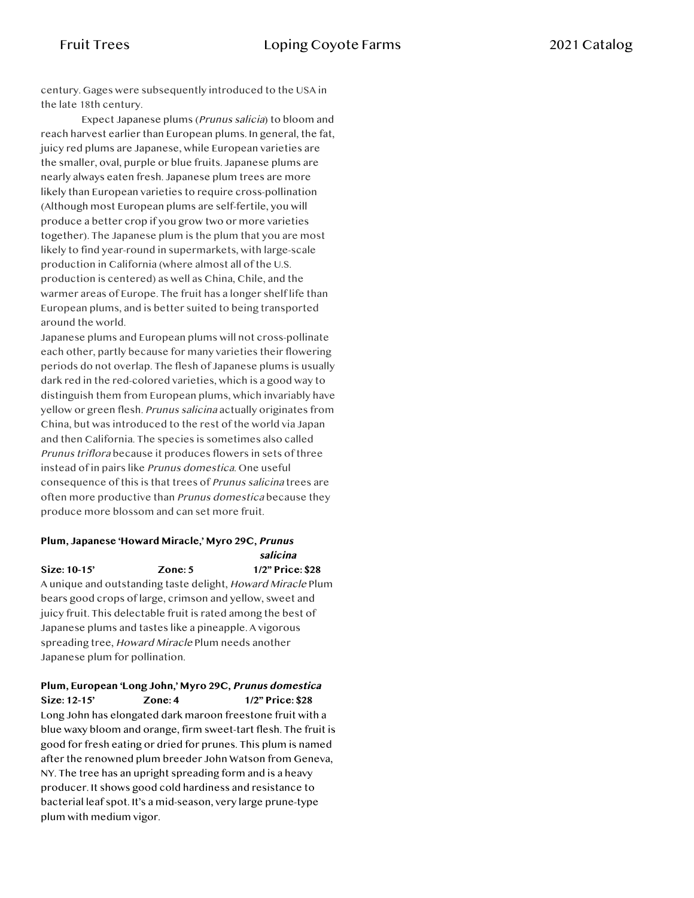century. Gages were subsequently introduced to the USA in the late 18th century.

Expect Japanese plums (*Prunus salicia*) to bloom and reach harvest earlier than European plums. In general, the fat, juicy red plums are Japanese, while European varieties are the smaller, oval, purple or blue fruits. Japanese plums are nearly always eaten fresh. Japanese plum trees are more likely than European varieties to require cross-pollination (Although most European plums are self-fertile, you will produce a better crop if you grow two or more varieties together). The Japanese plum is the plum that you are most likely to find year-round in supermarkets, with large-scale production in California (where almost all of the U.S. production is centered) as well as China, Chile, and the warmer areas of Europe. The fruit has a longer shelf life than European plums, and is better suited to being transported around the world.

Japanese plums and European plums will not cross-pollinate each other, partly because for many varieties their flowering periods do not overlap. The flesh of Japanese plums is usually dark red in the red-colored varieties, which is a good way to distinguish them from European plums, which invariably have yellow or green flesh. *Prunus salicina* actually originates from China, but was introduced to the rest of the world via Japan and then California. The species is sometimes also called *Prunus triflora* because it produces flowers in sets of three instead of in pairs like *Prunus domestica*. One useful consequence of this is that trees of *Prunus salicina* trees are often more productive than *Prunus domestica* because they produce more blossom and can set more fruit.

**Plum, Japanese 'Howard Miracle,' Myro 29C, *Prunus salicina***

**Size: 10-15' Zone: 5 1/2" Price: $28**

A unique and outstanding taste delight, *Howard Miracle* Plum bears good crops of large, crimson and yellow, sweet and juicy fruit. This delectable fruit is rated among the best of Japanese plums and tastes like a pineapple. A vigorous spreading tree, *Howard Miracle* Plum needs another Japanese plum for pollination.

**Plum, European 'Long John,' Myro 29C, *Prunus domestica***

**Size: 12-15' Zone: 4 1/2" Price: $28**

Long John has elongated dark maroon freestone fruit with a blue waxy bloom and orange, firm sweet-tart flesh. The fruit is good for fresh eating or dried for prunes. This plum is named after the renowned plum breeder John Watson from Geneva, NY. The tree has an upright spreading form and is a heavy producer. It shows good cold hardiness and resistance to bacterial leaf spot. It's a mid-season, very large prune-type plum with medium vigor.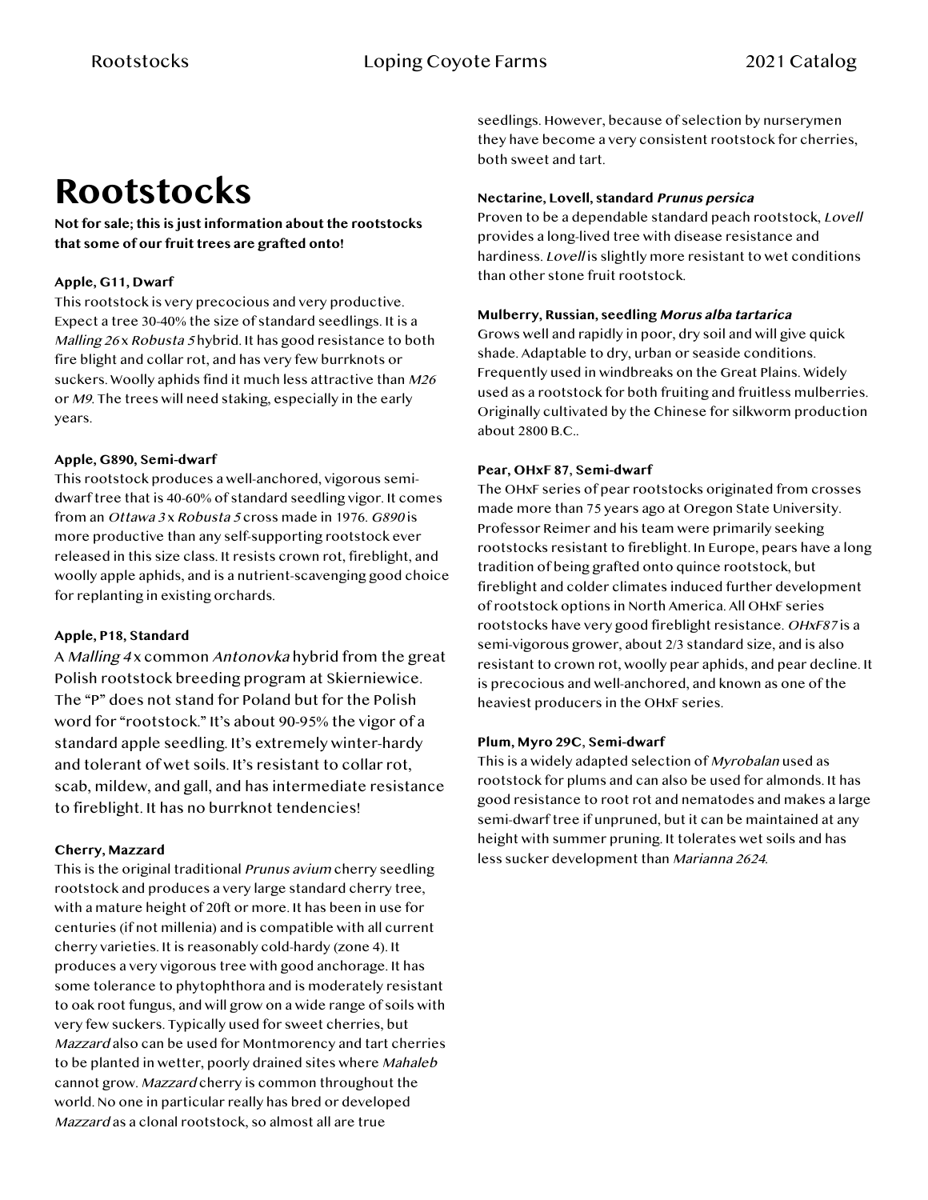# Rootstocks

**Not for sale; this is just information about the rootstocks that some of our fruit trees are grafted onto!**

**Apple, G11, Dwarf**

This rootstock is very precocious and very productive. Expect a tree 30-40% the size of standard seedlings. It is a *Malling 26* x *Robusta 5* hybrid. It has good resistance to both fire blight and collar rot, and has very few burrknots or suckers. Woolly aphids find it much less attractive than *M26* or *M9*. The trees will need staking, especially in the early years.

**Apple, G890, Semi-dwarf**

This rootstock produces a well-anchored, vigorous semi-dwarf tree that is 40-60% of standard seedling vigor. It comes from an *Ottawa 3* x *Robusta 5* cross made in 1976. *G890* is more productive than any self-supporting rootstock ever released in this size class. It resists crown rot, fireblight, and woolly apple aphids, and is a nutrient-scavenging good choice for replanting in existing orchards.

**Apple, P18, Standard**

A *Malling 4* x common *Antonovka* hybrid from the great Polish rootstock breeding program at Skierniewice. The "P" does not stand for Poland but for the Polish word for "rootstock." It's about 90-95% the vigor of a standard apple seedling. It's extremely winter-hardy and tolerant of wet soils. It's resistant to collar rot, scab, mildew, and gall, and has intermediate resistance to fireblight. It has no burrknot tendencies!

**Cherry, Mazzard**

This is the original traditional *Prunus avium* cherry seedling rootstock and produces a very large standard cherry tree, with a mature height of 20ft or more. It has been in use for centuries (if not millenia) and is compatible with all current cherry varieties. It is reasonably cold-hardy (zone 4). It produces a very vigorous tree with good anchorage. It has some tolerance to phytophthora and is moderately resistant to oak root fungus, and will grow on a wide range of soils with very few suckers. Typically used for sweet cherries, but *Mazzard* also can be used for Montmorency and tart cherries to be planted in wetter, poorly drained sites where *Mahaleb* cannot grow. *Mazzard* cherry is common throughout the world. No one in particular really has bred or developed *Mazzard* as a clonal rootstock, so almost all are true seedlings. However, because of selection by nurserymen they have become a very consistent rootstock for cherries, both sweet and tart.

**Nectarine, Lovell, standard *Prunus persica***

Proven to be a dependable standard peach rootstock, *Lovell* provides a long-lived tree with disease resistance and hardiness. *Lovell* is slightly more resistant to wet conditions than other stone fruit rootstock.

**Mulberry, Russian, seedling *Morus alba tartarica***

Grows well and rapidly in poor, dry soil and will give quick shade. Adaptable to dry, urban or seaside conditions. Frequently used in windbreaks on the Great Plains. Widely used as a rootstock for both fruiting and fruitless mulberries. Originally cultivated by the Chinese for silkworm production about 2800 B.C..

**Pear, OHxF 87, Semi-dwarf**

The OHxF series of pear rootstocks originated from crosses made more than 75 years ago at Oregon State University. Professor Reimer and his team were primarily seeking rootstocks resistant to fireblight. In Europe, pears have a long tradition of being grafted onto quince rootstock, but fireblight and colder climates induced further development of rootstock options in North America. All OHxF series rootstocks have very good fireblight resistance. *OHxF87* is a semi-vigorous grower, about 2/3 standard size, and is also resistant to crown rot, woolly pear aphids, and pear decline. It is precocious and well-anchored, and known as one of the heaviest producers in the OHxF series.

**Plum, Myro 29C, Semi-dwarf**

This is a widely adapted selection of *Myrobalan* used as rootstock for plums and can also be used for almonds. It has good resistance to root rot and nematodes and makes a large semi-dwarf tree if unpruned, but it can be maintained at any height with summer pruning. It tolerates wet soils and has less sucker development than *Marianna 2624*.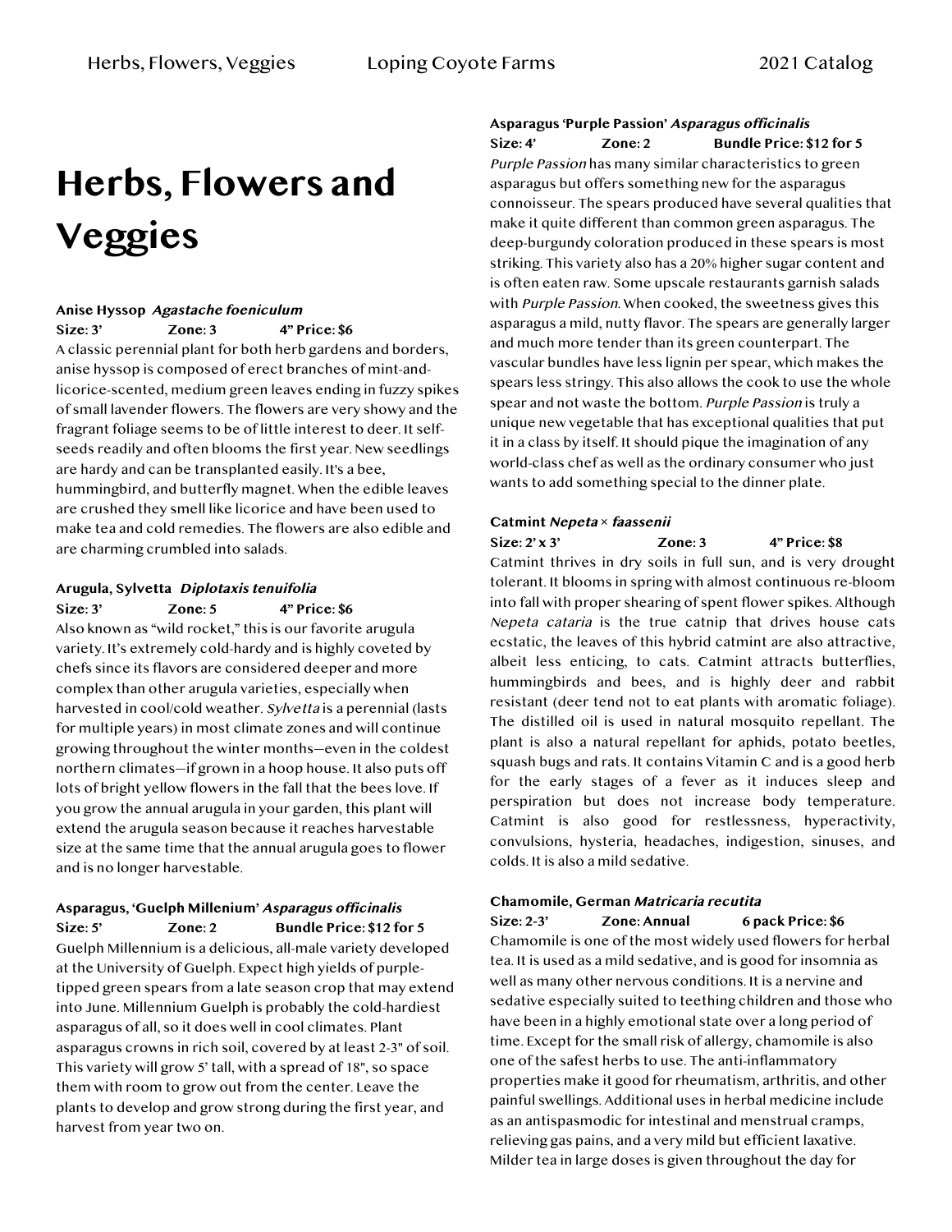# Herbs, Flowers and Veggies

**Anise Hyssop** ***Agastache foeniculum***
**Size: 3' Zone: 3 4" Price: $6**
A classic perennial plant for both herb gardens and borders, anise hyssop is composed of erect branches of mint-and-licorice-scented, medium green leaves ending in fuzzy spikes of small lavender flowers. The flowers are very showy and the fragrant foliage seems to be of little interest to deer. It self-seeds readily and often blooms the first year. New seedlings are hardy and can be transplanted easily. It's a bee, hummingbird, and butterfly magnet. When the edible leaves are crushed they smell like licorice and have been used to make tea and cold remedies. The flowers are also edible and are charming crumbled into salads.

**Arugula, Sylvetta** ***Diplotaxis tenuifolia***
**Size: 3' Zone: 5 4" Price: $6**
Also known as "wild rocket," this is our favorite arugula variety. It's extremely cold-hardy and is highly coveted by chefs since its flavors are considered deeper and more complex than other arugula varieties, especially when harvested in cool/cold weather. *Sylvetta* is a perennial (lasts for multiple years) in most climate zones and will continue growing throughout the winter months—even in the coldest northern climates—if grown in a hoop house. It also puts off lots of bright yellow flowers in the fall that the bees love. If you grow the annual arugula in your garden, this plant will extend the arugula season because it reaches harvestable size at the same time that the annual arugula goes to flower and is no longer harvestable.

**Asparagus, 'Guelph Millenium'** ***Asparagus officinalis***
**Size: 5' Zone: 2 Bundle Price: $12 for 5**
Guelph Millennium is a delicious, all-male variety developed at the University of Guelph. Expect high yields of purple-tipped green spears from a late season crop that may extend into June. Millennium Guelph is probably the cold-hardiest asparagus of all, so it does well in cool climates. Plant asparagus crowns in rich soil, covered by at least 2-3" of soil. This variety will grow 5' tall, with a spread of 18", so space them with room to grow out from the center. Leave the plants to develop and grow strong during the first year, and harvest from year two on.

**Asparagus 'Purple Passion'** ***Asparagus officinalis***
**Size: 4' Zone: 2 Bundle Price: $12 for 5**
*Purple Passion* has many similar characteristics to green asparagus but offers something new for the asparagus connoisseur. The spears produced have several qualities that make it quite different than common green asparagus. The deep-burgundy coloration produced in these spears is most striking. This variety also has a 20% higher sugar content and is often eaten raw. Some upscale restaurants garnish salads with *Purple Passion*. When cooked, the sweetness gives this asparagus a mild, nutty flavor. The spears are generally larger and much more tender than its green counterpart. The vascular bundles have less lignin per spear, which makes the spears less stringy. This also allows the cook to use the whole spear and not waste the bottom. *Purple Passion* is truly a unique new vegetable that has exceptional qualities that put it in a class by itself. It should pique the imagination of any world-class chef as well as the ordinary consumer who just wants to add something special to the dinner plate.

**Catmint** ***Nepeta × faassenii***
**Size: 2' x 3' Zone: 3 4" Price: $8**
Catmint thrives in dry soils in full sun, and is very drought tolerant. It blooms in spring with almost continuous re-bloom into fall with proper shearing of spent flower spikes. Although *Nepeta cataria* is the true catnip that drives house cats ecstatic, the leaves of this hybrid catmint are also attractive, albeit less enticing, to cats. Catmint attracts butterflies, hummingbirds and bees, and is highly deer and rabbit resistant (deer tend not to eat plants with aromatic foliage). The distilled oil is used in natural mosquito repellant. The plant is also a natural repellant for aphids, potato beetles, squash bugs and rats. It contains Vitamin C and is a good herb for the early stages of a fever as it induces sleep and perspiration but does not increase body temperature. Catmint is also good for restlessness, hyperactivity, convulsions, hysteria, headaches, indigestion, sinuses, and colds. It is also a mild sedative.

**Chamomile, German** ***Matricaria recutita***
**Size: 2-3' Zone: Annual 6 pack Price: $6**
Chamomile is one of the most widely used flowers for herbal tea. It is used as a mild sedative, and is good for insomnia as well as many other nervous conditions. It is a nervine and sedative especially suited to teething children and those who have been in a highly emotional state over a long period of time. Except for the small risk of allergy, chamomile is also one of the safest herbs to use. The anti-inflammatory properties make it good for rheumatism, arthritis, and other painful swellings. Additional uses in herbal medicine include as an antispasmodic for intestinal and menstrual cramps, relieving gas pains, and a very mild but efficient laxative. Milder tea in large doses is given throughout the day for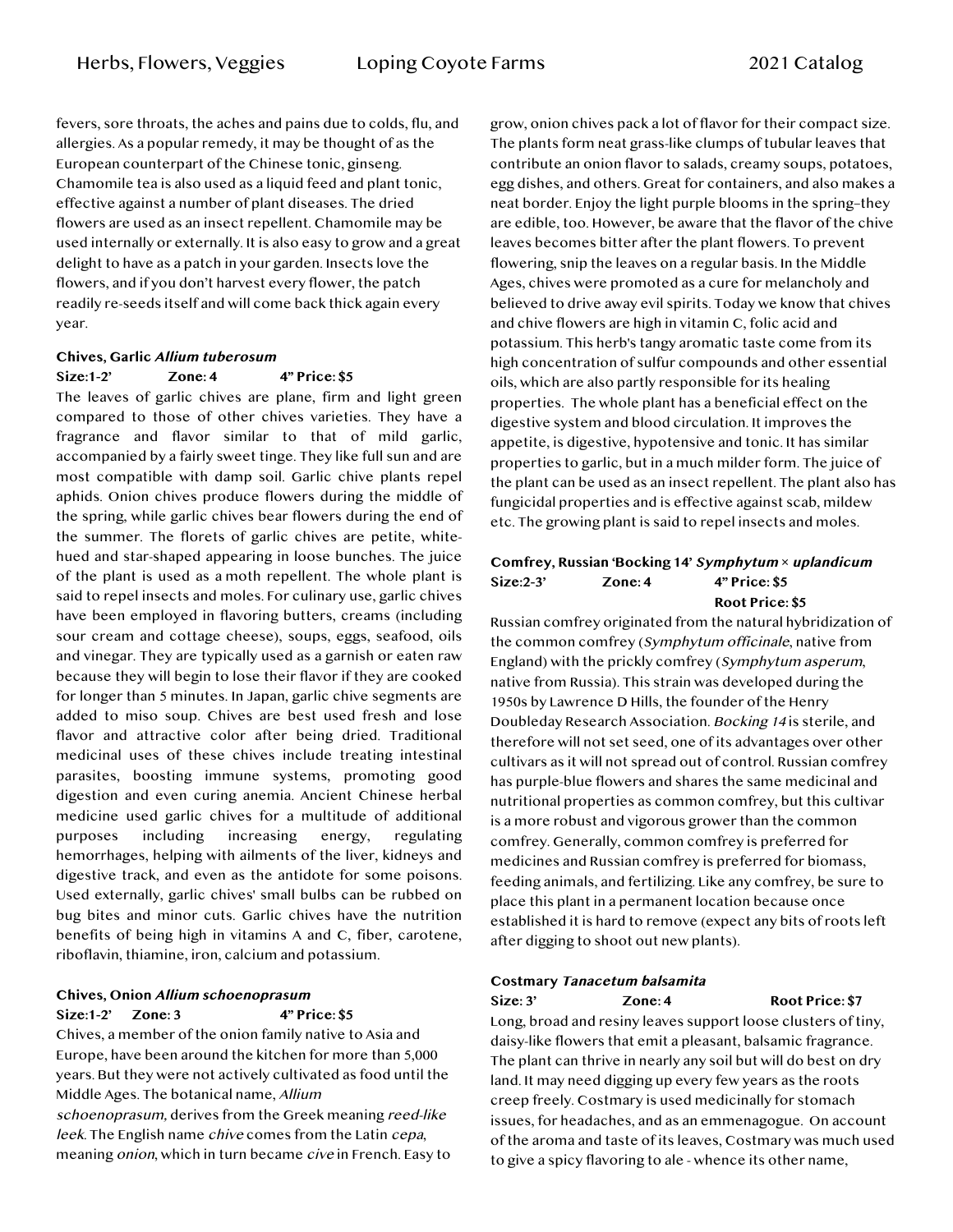fevers, sore throats, the aches and pains due to colds, flu, and allergies. As a popular remedy, it may be thought of as the European counterpart of the Chinese tonic, ginseng. Chamomile tea is also used as a liquid feed and plant tonic, effective against a number of plant diseases. The dried flowers are used as an insect repellent. Chamomile may be used internally or externally. It is also easy to grow and a great delight to have as a patch in your garden. Insects love the flowers, and if you don't harvest every flower, the patch readily re-seeds itself and will come back thick again every year.

**Chives, Garlic *Allium tuberosum***

**Size:1-2' Zone: 4 4" Price: $5**

The leaves of garlic chives are plane, firm and light green compared to those of other chives varieties. They have a fragrance and flavor similar to that of mild garlic, accompanied by a fairly sweet tinge. They like full sun and are most compatible with damp soil. Garlic chive plants repel aphids. Onion chives produce flowers during the middle of the spring, while garlic chives bear flowers during the end of the summer. The florets of garlic chives are petite, white-hued and star-shaped appearing in loose bunches. The juice of the plant is used as a moth repellent. The whole plant is said to repel insects and moles. For culinary use, garlic chives have been employed in flavoring butters, creams (including sour cream and cottage cheese), soups, eggs, seafood, oils and vinegar. They are typically used as a garnish or eaten raw because they will begin to lose their flavor if they are cooked for longer than 5 minutes. In Japan, garlic chive segments are added to miso soup. Chives are best used fresh and lose flavor and attractive color after being dried. Traditional medicinal uses of these chives include treating intestinal parasites, boosting immune systems, promoting good digestion and even curing anemia. Ancient Chinese herbal medicine used garlic chives for a multitude of additional purposes including increasing energy, regulating hemorrhages, helping with ailments of the liver, kidneys and digestive track, and even as the antidote for some poisons. Used externally, garlic chives' small bulbs can be rubbed on bug bites and minor cuts. Garlic chives have the nutrition benefits of being high in vitamins A and C, fiber, carotene, riboflavin, thiamine, iron, calcium and potassium.

**Chives, Onion *Allium schoenoprasum***

**Size:1-2' Zone: 3 4" Price: $5**

Chives, a member of the onion family native to Asia and Europe, have been around the kitchen for more than 5,000 years. But they were not actively cultivated as food until the Middle Ages. The botanical name, *Allium schoenoprasum,* derives from the Greek meaning *reed-like leek*. The English name *chive* comes from the Latin *cepa*, meaning *onion*, which in turn became *cive* in French. Easy to grow, onion chives pack a lot of flavor for their compact size. The plants form neat grass-like clumps of tubular leaves that contribute an onion flavor to salads, creamy soups, potatoes, egg dishes, and others. Great for containers, and also makes a neat border. Enjoy the light purple blooms in the spring–they are edible, too. However, be aware that the flavor of the chive leaves becomes bitter after the plant flowers. To prevent flowering, snip the leaves on a regular basis. In the Middle Ages, chives were promoted as a cure for melancholy and believed to drive away evil spirits. Today we know that chives and chive flowers are high in vitamin C, folic acid and potassium. This herb's tangy aromatic taste come from its high concentration of sulfur compounds and other essential oils, which are also partly responsible for its healing properties. The whole plant has a beneficial effect on the digestive system and blood circulation. It improves the appetite, is digestive, hypotensive and tonic. It has similar properties to garlic, but in a much milder form. The juice of the plant can be used as an insect repellent. The plant also has fungicidal properties and is effective against scab, mildew etc. The growing plant is said to repel insects and moles.

**Comfrey, Russian 'Bocking 14' *Symphytum* × *uplandicum***

**Size:2-3' Zone: 4 4" Price: $5**
**Root Price: $5**

Russian comfrey originated from the natural hybridization of the common comfrey (*Symphytum officinale*, native from England) with the prickly comfrey (*Symphytum asperum*, native from Russia). This strain was developed during the 1950s by Lawrence D Hills, the founder of the Henry Doubleday Research Association. *Bocking 14* is sterile, and therefore will not set seed, one of its advantages over other cultivars as it will not spread out of control. Russian comfrey has purple-blue flowers and shares the same medicinal and nutritional properties as common comfrey, but this cultivar is a more robust and vigorous grower than the common comfrey. Generally, common comfrey is preferred for medicines and Russian comfrey is preferred for biomass, feeding animals, and fertilizing. Like any comfrey, be sure to place this plant in a permanent location because once established it is hard to remove (expect any bits of roots left after digging to shoot out new plants).

**Costmary *Tanacetum balsamita***

**Size: 3' Zone: 4 Root Price: $7**

Long, broad and resiny leaves support loose clusters of tiny, daisy-like flowers that emit a pleasant, balsamic fragrance. The plant can thrive in nearly any soil but will do best on dry land. It may need digging up every few years as the roots creep freely. Costmary is used medicinally for stomach issues, for headaches, and as an emmenagogue. On account of the aroma and taste of its leaves, Costmary was much used to give a spicy flavoring to ale - whence its other name,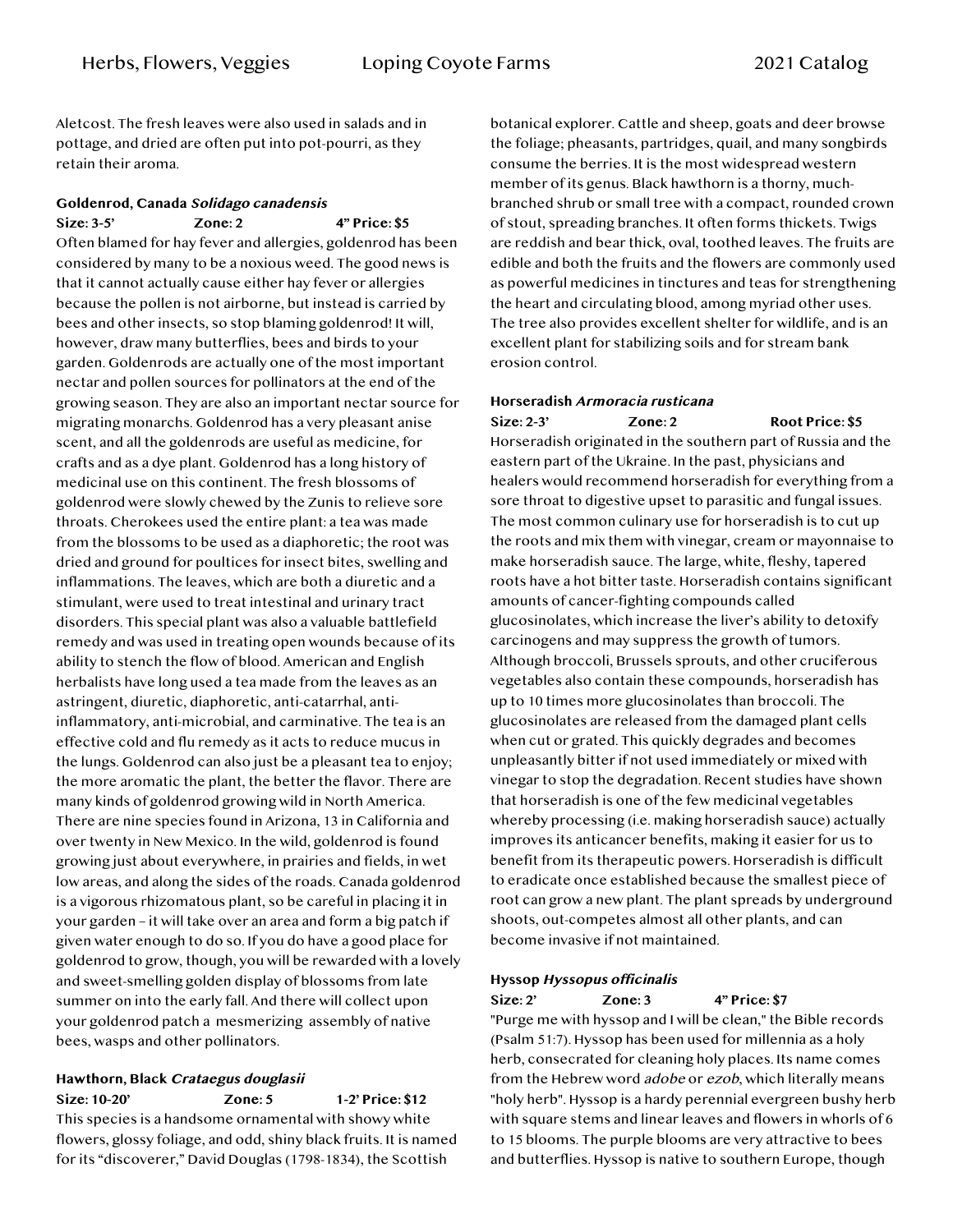Aletcost. The fresh leaves were also used in salads and in pottage, and dried are often put into pot-pourri, as they retain their aroma.

**Goldenrod, Canada *Solidago canadensis***

**Size: 3-5' Zone: 2 4" Price: $5**

Often blamed for hay fever and allergies, goldenrod has been considered by many to be a noxious weed. The good news is that it cannot actually cause either hay fever or allergies because the pollen is not airborne, but instead is carried by bees and other insects, so stop blaming goldenrod! It will, however, draw many butterflies, bees and birds to your garden. Goldenrods are actually one of the most important nectar and pollen sources for pollinators at the end of the growing season. They are also an important nectar source for migrating monarchs. Goldenrod has a very pleasant anise scent, and all the goldenrods are useful as medicine, for crafts and as a dye plant. Goldenrod has a long history of medicinal use on this continent. The fresh blossoms of goldenrod were slowly chewed by the Zunis to relieve sore throats. Cherokees used the entire plant: a tea was made from the blossoms to be used as a diaphoretic; the root was dried and ground for poultices for insect bites, swelling and inflammations. The leaves, which are both a diuretic and a stimulant, were used to treat intestinal and urinary tract disorders. This special plant was also a valuable battlefield remedy and was used in treating open wounds because of its ability to stench the flow of blood. American and English herbalists have long used a tea made from the leaves as an astringent, diuretic, diaphoretic, anti-catarrhal, anti-inflammatory, anti-microbial, and carminative. The tea is an effective cold and flu remedy as it acts to reduce mucus in the lungs. Goldenrod can also just be a pleasant tea to enjoy; the more aromatic the plant, the better the flavor. There are many kinds of goldenrod growing wild in North America. There are nine species found in Arizona, 13 in California and over twenty in New Mexico. In the wild, goldenrod is found growing just about everywhere, in prairies and fields, in wet low areas, and along the sides of the roads. Canada goldenrod is a vigorous rhizomatous plant, so be careful in placing it in your garden – it will take over an area and form a big patch if given water enough to do so. If you do have a good place for goldenrod to grow, though, you will be rewarded with a lovely and sweet-smelling golden display of blossoms from late summer on into the early fall. And there will collect upon your goldenrod patch a mesmerizing assembly of native bees, wasps and other pollinators.

**Hawthorn, Black *Crataegus douglasii***

**Size: 10-20' Zone: 5 1-2' Price: $12**

This species is a handsome ornamental with showy white flowers, glossy foliage, and odd, shiny black fruits. It is named for its "discoverer," David Douglas (1798-1834), the Scottish botanical explorer. Cattle and sheep, goats and deer browse the foliage; pheasants, partridges, quail, and many songbirds consume the berries. It is the most widespread western member of its genus. Black hawthorn is a thorny, much-branched shrub or small tree with a compact, rounded crown of stout, spreading branches. It often forms thickets. Twigs are reddish and bear thick, oval, toothed leaves. The fruits are edible and both the fruits and the flowers are commonly used as powerful medicines in tinctures and teas for strengthening the heart and circulating blood, among myriad other uses. The tree also provides excellent shelter for wildlife, and is an excellent plant for stabilizing soils and for stream bank erosion control.

**Horseradish *Armoracia rusticana***

**Size: 2-3' Zone: 2 Root Price: $5**

Horseradish originated in the southern part of Russia and the eastern part of the Ukraine. In the past, physicians and healers would recommend horseradish for everything from a sore throat to digestive upset to parasitic and fungal issues. The most common culinary use for horseradish is to cut up the roots and mix them with vinegar, cream or mayonnaise to make horseradish sauce. The large, white, fleshy, tapered roots have a hot bitter taste. Horseradish contains significant amounts of cancer-fighting compounds called glucosinolates, which increase the liver's ability to detoxify carcinogens and may suppress the growth of tumors. Although broccoli, Brussels sprouts, and other cruciferous vegetables also contain these compounds, horseradish has up to 10 times more glucosinolates than broccoli. The glucosinolates are released from the damaged plant cells when cut or grated. This quickly degrades and becomes unpleasantly bitter if not used immediately or mixed with vinegar to stop the degradation. Recent studies have shown that horseradish is one of the few medicinal vegetables whereby processing (i.e. making horseradish sauce) actually improves its anticancer benefits, making it easier for us to benefit from its therapeutic powers. Horseradish is difficult to eradicate once established because the smallest piece of root can grow a new plant. The plant spreads by underground shoots, out-competes almost all other plants, and can become invasive if not maintained.

**Hyssop *Hyssopus officinalis***

**Size: 2' Zone: 3 4" Price: $7**

"Purge me with hyssop and I will be clean," the Bible records (Psalm 51:7). Hyssop has been used for millennia as a holy herb, consecrated for cleaning holy places. Its name comes from the Hebrew word *adobe* or *ezob*, which literally means "holy herb". Hyssop is a hardy perennial evergreen bushy herb with square stems and linear leaves and flowers in whorls of 6 to 15 blooms. The purple blooms are very attractive to bees and butterflies. Hyssop is native to southern Europe, though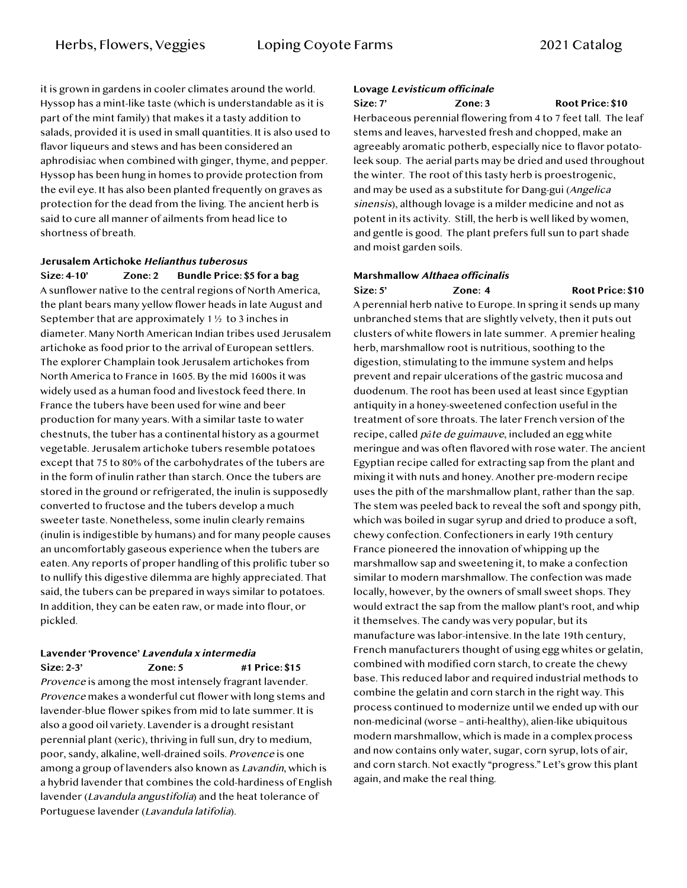it is grown in gardens in cooler climates around the world. Hyssop has a mint-like taste (which is understandable as it is part of the mint family) that makes it a tasty addition to salads, provided it is used in small quantities. It is also used to flavor liqueurs and stews and has been considered an aphrodisiac when combined with ginger, thyme, and pepper. Hyssop has been hung in homes to provide protection from the evil eye. It has also been planted frequently on graves as protection for the dead from the living. The ancient herb is said to cure all manner of ailments from head lice to shortness of breath.

**Jerusalem Artichoke *Helianthus tuberosus***

**Size: 4-10' Zone: 2 Bundle Price: $5 for a bag**

A sunflower native to the central regions of North America, the plant bears many yellow flower heads in late August and September that are approximately 1 ½ to 3 inches in diameter. Many North American Indian tribes used Jerusalem artichoke as food prior to the arrival of European settlers. The explorer Champlain took Jerusalem artichokes from North America to France in 1605. By the mid 1600s it was widely used as a human food and livestock feed there. In France the tubers have been used for wine and beer production for many years. With a similar taste to water chestnuts, the tuber has a continental history as a gourmet vegetable. Jerusalem artichoke tubers resemble potatoes except that 75 to 80% of the carbohydrates of the tubers are in the form of inulin rather than starch. Once the tubers are stored in the ground or refrigerated, the inulin is supposedly converted to fructose and the tubers develop a much sweeter taste. Nonetheless, some inulin clearly remains (inulin is indigestible by humans) and for many people causes an uncomfortably gaseous experience when the tubers are eaten. Any reports of proper handling of this prolific tuber so to nullify this digestive dilemma are highly appreciated. That said, the tubers can be prepared in ways similar to potatoes. In addition, they can be eaten raw, or made into flour, or pickled.

**Lavender 'Provence' *Lavendula x intermedia***

**Size: 2-3' Zone: 5 #1 Price: $15**

*Provence* is among the most intensely fragrant lavender. *Provence* makes a wonderful cut flower with long stems and lavender-blue flower spikes from mid to late summer. It is also a good oil variety. Lavender is a drought resistant perennial plant (xeric), thriving in full sun, dry to medium, poor, sandy, alkaline, well-drained soils. *Provence* is one among a group of lavenders also known as *Lavandin*, which is a hybrid lavender that combines the cold-hardiness of English lavender (*Lavandula angustifolia*) and the heat tolerance of Portuguese lavender (*Lavandula latifolia*).

**Lovage *Levisticum officinale***

**Size: 7' Zone: 3 Root Price: $10**

Herbaceous perennial flowering from 4 to 7 feet tall. The leaf stems and leaves, harvested fresh and chopped, make an agreeably aromatic potherb, especially nice to flavor potato-leek soup. The aerial parts may be dried and used throughout the winter. The root of this tasty herb is proestrogenic, and may be used as a substitute for Dang-gui (*Angelica sinensis*), although lovage is a milder medicine and not as potent in its activity. Still, the herb is well liked by women, and gentle is good. The plant prefers full sun to part shade and moist garden soils.

**Marshmallow *Althaea officinalis***

**Size: 5' Zone: 4 Root Price: $10**

A perennial herb native to Europe. In spring it sends up many unbranched stems that are slightly velvety, then it puts out clusters of white flowers in late summer. A premier healing herb, marshmallow root is nutritious, soothing to the digestion, stimulating to the immune system and helps prevent and repair ulcerations of the gastric mucosa and duodenum. The root has been used at least since Egyptian antiquity in a honey-sweetened confection useful in the treatment of sore throats. The later French version of the recipe, called *pâte de guimauve*, included an egg white meringue and was often flavored with rose water. The ancient Egyptian recipe called for extracting sap from the plant and mixing it with nuts and honey. Another pre-modern recipe uses the pith of the marshmallow plant, rather than the sap. The stem was peeled back to reveal the soft and spongy pith, which was boiled in sugar syrup and dried to produce a soft, chewy confection. Confectioners in early 19th century France pioneered the innovation of whipping up the marshmallow sap and sweetening it, to make a confection similar to modern marshmallow. The confection was made locally, however, by the owners of small sweet shops. They would extract the sap from the mallow plant's root, and whip it themselves. The candy was very popular, but its manufacture was labor-intensive. In the late 19th century, French manufacturers thought of using egg whites or gelatin, combined with modified corn starch, to create the chewy base. This reduced labor and required industrial methods to combine the gelatin and corn starch in the right way. This process continued to modernize until we ended up with our non-medicinal (worse – anti-healthy), alien-like ubiquitous modern marshmallow, which is made in a complex process and now contains only water, sugar, corn syrup, lots of air, and corn starch. Not exactly "progress." Let's grow this plant again, and make the real thing.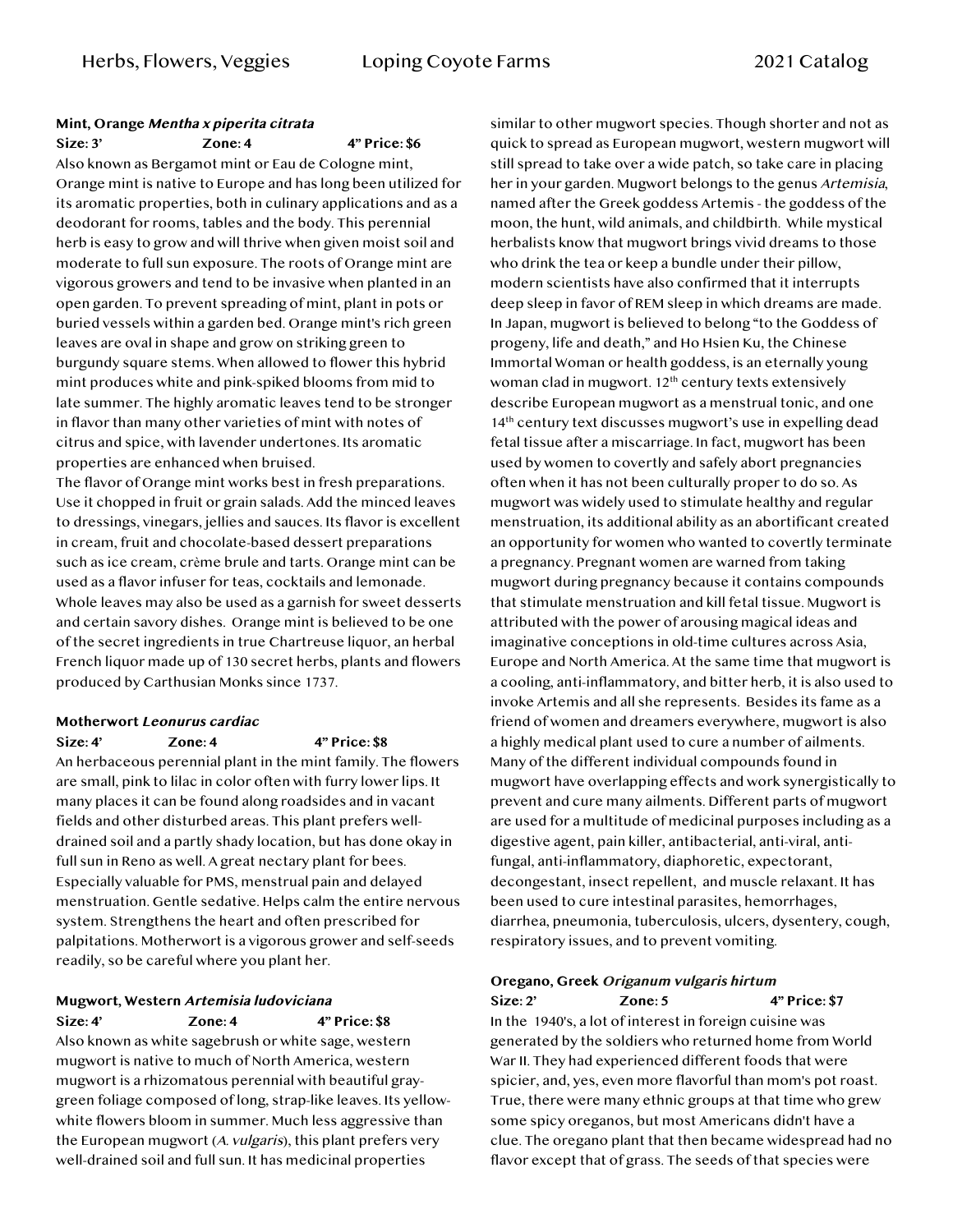**Mint, Orange *Mentha x piperita citrata***

**Size: 3' Zone: 4 4" Price: $6**

Also known as Bergamot mint or Eau de Cologne mint, Orange mint is native to Europe and has long been utilized for its aromatic properties, both in culinary applications and as a deodorant for rooms, tables and the body. This perennial herb is easy to grow and will thrive when given moist soil and moderate to full sun exposure. The roots of Orange mint are vigorous growers and tend to be invasive when planted in an open garden. To prevent spreading of mint, plant in pots or buried vessels within a garden bed. Orange mint's rich green leaves are oval in shape and grow on striking green to burgundy square stems. When allowed to flower this hybrid mint produces white and pink-spiked blooms from mid to late summer. The highly aromatic leaves tend to be stronger in flavor than many other varieties of mint with notes of citrus and spice, with lavender undertones. Its aromatic properties are enhanced when bruised.

The flavor of Orange mint works best in fresh preparations. Use it chopped in fruit or grain salads. Add the minced leaves to dressings, vinegars, jellies and sauces. Its flavor is excellent in cream, fruit and chocolate-based dessert preparations such as ice cream, crème brule and tarts. Orange mint can be used as a flavor infuser for teas, cocktails and lemonade. Whole leaves may also be used as a garnish for sweet desserts and certain savory dishes. Orange mint is believed to be one of the secret ingredients in true Chartreuse liquor, an herbal French liquor made up of 130 secret herbs, plants and flowers produced by Carthusian Monks since 1737.

**Motherwort *Leonurus cardiac***

**Size: 4' Zone: 4 4" Price: $8**

An herbaceous perennial plant in the mint family. The flowers are small, pink to lilac in color often with furry lower lips. It many places it can be found along roadsides and in vacant fields and other disturbed areas. This plant prefers well-drained soil and a partly shady location, but has done okay in full sun in Reno as well. A great nectary plant for bees. Especially valuable for PMS, menstrual pain and delayed menstruation. Gentle sedative. Helps calm the entire nervous system. Strengthens the heart and often prescribed for palpitations. Motherwort is a vigorous grower and self-seeds readily, so be careful where you plant her.

**Mugwort, Western *Artemisia ludoviciana***

**Size: 4' Zone: 4 4" Price: $8**

Also known as white sagebrush or white sage, western mugwort is native to much of North America, western mugwort is a rhizomatous perennial with beautiful gray-green foliage composed of long, strap-like leaves. Its yellow-white flowers bloom in summer. Much less aggressive than the European mugwort (*A. vulgaris*), this plant prefers very well-drained soil and full sun. It has medicinal properties similar to other mugwort species. Though shorter and not as quick to spread as European mugwort, western mugwort will still spread to take over a wide patch, so take care in placing her in your garden. Mugwort belongs to the genus *Artemisia*, named after the Greek goddess Artemis - the goddess of the moon, the hunt, wild animals, and childbirth. While mystical herbalists know that mugwort brings vivid dreams to those who drink the tea or keep a bundle under their pillow, modern scientists have also confirmed that it interrupts deep sleep in favor of REM sleep in which dreams are made. In Japan, mugwort is believed to belong "to the Goddess of progeny, life and death," and Ho Hsien Ku, the Chinese Immortal Woman or health goddess, is an eternally young woman clad in mugwort. 12th century texts extensively describe European mugwort as a menstrual tonic, and one 14th century text discusses mugwort's use in expelling dead fetal tissue after a miscarriage. In fact, mugwort has been used by women to covertly and safely abort pregnancies often when it has not been culturally proper to do so. As mugwort was widely used to stimulate healthy and regular menstruation, its additional ability as an abortificant created an opportunity for women who wanted to covertly terminate a pregnancy. Pregnant women are warned from taking mugwort during pregnancy because it contains compounds that stimulate menstruation and kill fetal tissue. Mugwort is attributed with the power of arousing magical ideas and imaginative conceptions in old-time cultures across Asia, Europe and North America. At the same time that mugwort is a cooling, anti-inflammatory, and bitter herb, it is also used to invoke Artemis and all she represents. Besides its fame as a friend of women and dreamers everywhere, mugwort is also a highly medical plant used to cure a number of ailments. Many of the different individual compounds found in mugwort have overlapping effects and work synergistically to prevent and cure many ailments. Different parts of mugwort are used for a multitude of medicinal purposes including as a digestive agent, pain killer, antibacterial, anti-viral, anti-fungal, anti-inflammatory, diaphoretic, expectorant, decongestant, insect repellent, and muscle relaxant. It has been used to cure intestinal parasites, hemorrhages, diarrhea, pneumonia, tuberculosis, ulcers, dysentery, cough, respiratory issues, and to prevent vomiting.

**Oregano, Greek *Origanum vulgaris hirtum***

**Size: 2' Zone: 5 4" Price: $7**

In the 1940's, a lot of interest in foreign cuisine was generated by the soldiers who returned home from World War II. They had experienced different foods that were spicier, and, yes, even more flavorful than mom's pot roast. True, there were many ethnic groups at that time who grew some spicy oreganos, but most Americans didn't have a clue. The oregano plant that then became widespread had no flavor except that of grass. The seeds of that species were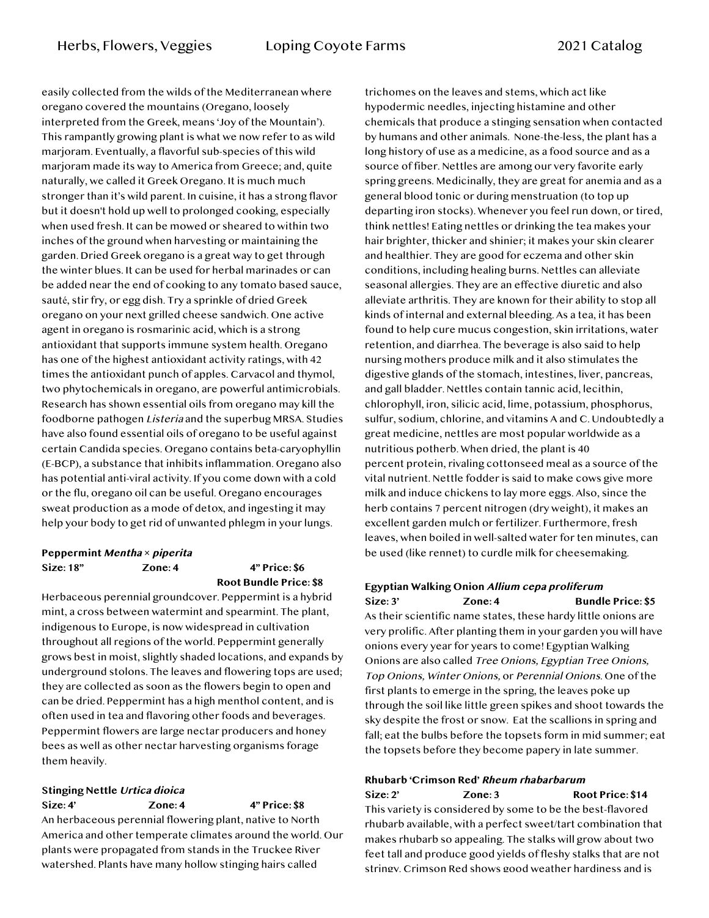easily collected from the wilds of the Mediterranean where oregano covered the mountains (Oregano, loosely interpreted from the Greek, means 'Joy of the Mountain'). This rampantly growing plant is what we now refer to as wild marjoram. Eventually, a flavorful sub-species of this wild marjoram made its way to America from Greece; and, quite naturally, we called it Greek Oregano. It is much much stronger than it's wild parent. In cuisine, it has a strong flavor but it doesn't hold up well to prolonged cooking, especially when used fresh. It can be mowed or sheared to within two inches of the ground when harvesting or maintaining the garden. Dried Greek oregano is a great way to get through the winter blues. It can be used for herbal marinades or can be added near the end of cooking to any tomato based sauce, sauté, stir fry, or egg dish. Try a sprinkle of dried Greek oregano on your next grilled cheese sandwich. One active agent in oregano is rosmarinic acid, which is a strong antioxidant that supports immune system health. Oregano has one of the highest antioxidant activity ratings, with 42 times the antioxidant punch of apples. Carvacol and thymol, two phytochemicals in oregano, are powerful antimicrobials. Research has shown essential oils from oregano may kill the foodborne pathogen *Listeria* and the superbug MRSA. Studies have also found essential oils of oregano to be useful against certain Candida species. Oregano contains beta-caryophyllin (E-BCP), a substance that inhibits inflammation. Oregano also has potential anti-viral activity. If you come down with a cold or the flu, oregano oil can be useful. Oregano encourages sweat production as a mode of detox, and ingesting it may help your body to get rid of unwanted phlegm in your lungs.

**Peppermint *Mentha × piperita***
**Size: 18" Zone: 4 4" Price: $6**
**Root Bundle Price: $8**

Herbaceous perennial groundcover. Peppermint is a hybrid mint, a cross between watermint and spearmint. The plant, indigenous to Europe, is now widespread in cultivation throughout all regions of the world. Peppermint generally grows best in moist, slightly shaded locations, and expands by underground stolons. The leaves and flowering tops are used; they are collected as soon as the flowers begin to open and can be dried. Peppermint has a high menthol content, and is often used in tea and flavoring other foods and beverages. Peppermint flowers are large nectar producers and honey bees as well as other nectar harvesting organisms forage them heavily.

**Stinging Nettle *Urtica dioica***
**Size: 4' Zone: 4 4" Price: $8**

An herbaceous perennial flowering plant, native to North America and other temperate climates around the world. Our plants were propagated from stands in the Truckee River watershed. Plants have many hollow stinging hairs called trichomes on the leaves and stems, which act like hypodermic needles, injecting histamine and other chemicals that produce a stinging sensation when contacted by humans and other animals. None-the-less, the plant has a long history of use as a medicine, as a food source and as a source of fiber. Nettles are among our very favorite early spring greens. Medicinally, they are great for anemia and as a general blood tonic or during menstruation (to top up departing iron stocks). Whenever you feel run down, or tired, think nettles! Eating nettles or drinking the tea makes your hair brighter, thicker and shinier; it makes your skin clearer and healthier. They are good for eczema and other skin conditions, including healing burns. Nettles can alleviate seasonal allergies. They are an effective diuretic and also alleviate arthritis. They are known for their ability to stop all kinds of internal and external bleeding. As a tea, it has been found to help cure mucus congestion, skin irritations, water retention, and diarrhea. The beverage is also said to help nursing mothers produce milk and it also stimulates the digestive glands of the stomach, intestines, liver, pancreas, and gall bladder. Nettles contain tannic acid, lecithin, chlorophyll, iron, silicic acid, lime, potassium, phosphorus, sulfur, sodium, chlorine, and vitamins A and C. Undoubtedly a great medicine, nettles are most popular worldwide as a nutritious potherb. When dried, the plant is 40 percent protein, rivaling cottonseed meal as a source of the vital nutrient. Nettle fodder is said to make cows give more milk and induce chickens to lay more eggs. Also, since the herb contains 7 percent nitrogen (dry weight), it makes an excellent garden mulch or fertilizer. Furthermore, fresh leaves, when boiled in well-salted water for ten minutes, can be used (like rennet) to curdle milk for cheesemaking.

**Egyptian Walking Onion *Allium cepa proliferum***
**Size: 3' Zone: 4 Bundle Price: $5**

As their scientific name states, these hardy little onions are very prolific. After planting them in your garden you will have onions every year for years to come! Egyptian Walking Onions are also called *Tree Onions, Egyptian Tree Onions, Top Onions, Winter Onions,* or *Perennial Onions*. One of the first plants to emerge in the spring, the leaves poke up through the soil like little green spikes and shoot towards the sky despite the frost or snow. Eat the scallions in spring and fall; eat the bulbs before the topsets form in mid summer; eat the topsets before they become papery in late summer.

**Rhubarb 'Crimson Red' *Rheum rhabarbarum***
**Size: 2' Zone: 3 Root Price: $14**

This variety is considered by some to be the best-flavored rhubarb available, with a perfect sweet/tart combination that makes rhubarb so appealing. The stalks will grow about two feet tall and produce good yields of fleshy stalks that are not stringy. Crimson Red shows good weather hardiness and is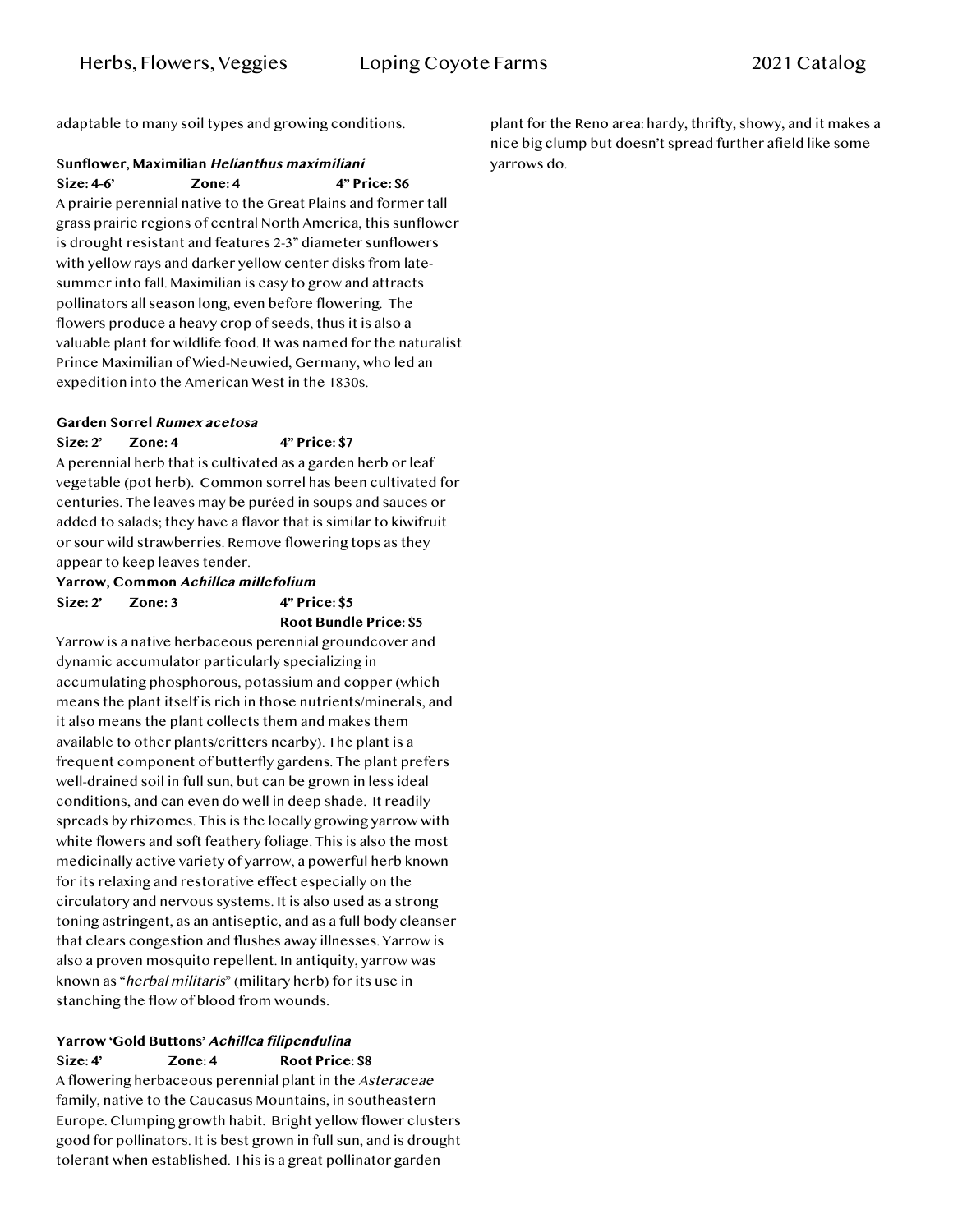adaptable to many soil types and growing conditions.

**Sunflower, Maximilian *Helianthus maximiliani***
**Size: 4-6'**  **Zone: 4**  **4" Price: $6**
A prairie perennial native to the Great Plains and former tall grass prairie regions of central North America, this sunflower is drought resistant and features 2-3" diameter sunflowers with yellow rays and darker yellow center disks from late-summer into fall. Maximilian is easy to grow and attracts pollinators all season long, even before flowering. The flowers produce a heavy crop of seeds, thus it is also a valuable plant for wildlife food. It was named for the naturalist Prince Maximilian of Wied-Neuwied, Germany, who led an expedition into the American West in the 1830s.

**Garden Sorrel *Rumex acetosa***
**Size: 2'**  **Zone: 4**  **4" Price: $7**
A perennial herb that is cultivated as a garden herb or leaf vegetable (pot herb). Common sorrel has been cultivated for centuries. The leaves may be puréed in soups and sauces or added to salads; they have a flavor that is similar to kiwifruit or sour wild strawberries. Remove flowering tops as they appear to keep leaves tender.

**Yarrow, Common *Achillea millefolium***
**Size: 2'**  **Zone: 3**  **4" Price: $5**
**Root Bundle Price: $5**
Yarrow is a native herbaceous perennial groundcover and dynamic accumulator particularly specializing in accumulating phosphorous, potassium and copper (which means the plant itself is rich in those nutrients/minerals, and it also means the plant collects them and makes them available to other plants/critters nearby). The plant is a frequent component of butterfly gardens. The plant prefers well-drained soil in full sun, but can be grown in less ideal conditions, and can even do well in deep shade. It readily spreads by rhizomes. This is the locally growing yarrow with white flowers and soft feathery foliage. This is also the most medicinally active variety of yarrow, a powerful herb known for its relaxing and restorative effect especially on the circulatory and nervous systems. It is also used as a strong toning astringent, as an antiseptic, and as a full body cleanser that clears congestion and flushes away illnesses. Yarrow is also a proven mosquito repellent. In antiquity, yarrow was known as "*herbal militaris*" (military herb) for its use in stanching the flow of blood from wounds.

**Yarrow 'Gold Buttons' *Achillea filipendulina***
**Size: 4'**  **Zone: 4**  **Root Price: $8**
A flowering herbaceous perennial plant in the *Asteraceae* family, native to the Caucasus Mountains, in southeastern Europe. Clumping growth habit. Bright yellow flower clusters good for pollinators. It is best grown in full sun, and is drought tolerant when established. This is a great pollinator garden plant for the Reno area: hardy, thrifty, showy, and it makes a nice big clump but doesn't spread further afield like some yarrows do.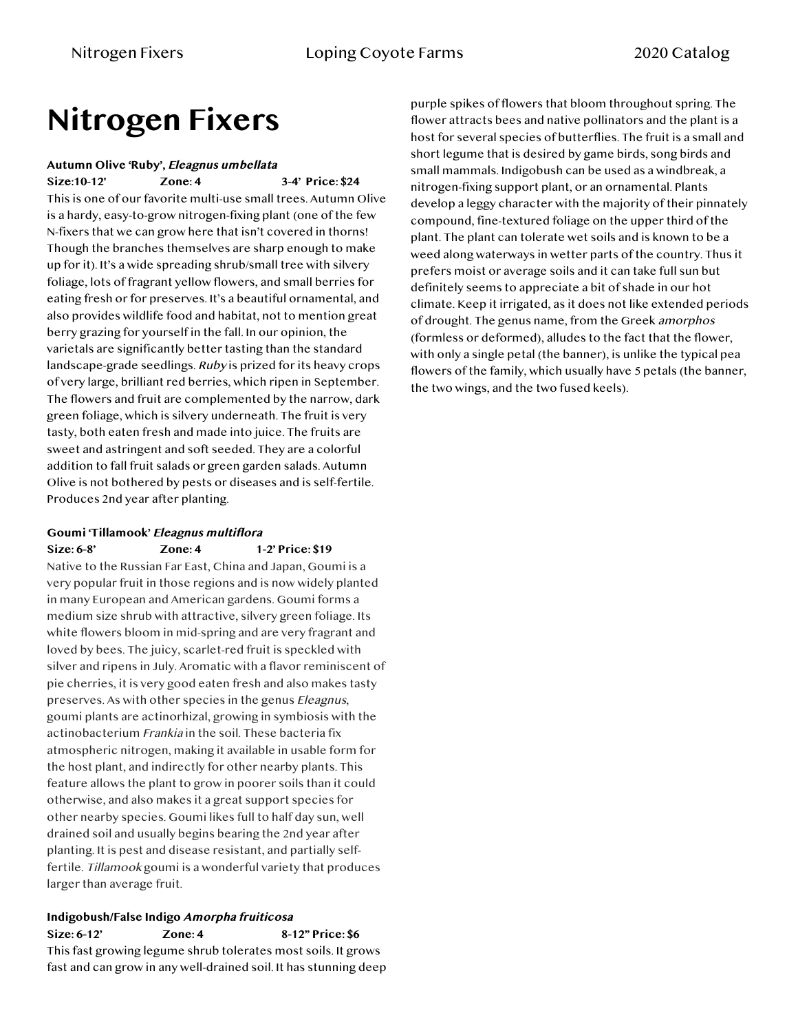# Nitrogen Fixers

**Autumn Olive 'Ruby', *Eleagnus umbellata***

**Size:10-12' Zone: 4 3-4' Price: $24**

This is one of our favorite multi-use small trees. Autumn Olive is a hardy, easy-to-grow nitrogen-fixing plant (one of the few N-fixers that we can grow here that isn't covered in thorns! Though the branches themselves are sharp enough to make up for it). It's a wide spreading shrub/small tree with silvery foliage, lots of fragrant yellow flowers, and small berries for eating fresh or for preserves. It's a beautiful ornamental, and also provides wildlife food and habitat, not to mention great berry grazing for yourself in the fall. In our opinion, the varietals are significantly better tasting than the standard landscape-grade seedlings. *Ruby* is prized for its heavy crops of very large, brilliant red berries, which ripen in September. The flowers and fruit are complemented by the narrow, dark green foliage, which is silvery underneath. The fruit is very tasty, both eaten fresh and made into juice. The fruits are sweet and astringent and soft seeded. They are a colorful addition to fall fruit salads or green garden salads. Autumn Olive is not bothered by pests or diseases and is self-fertile. Produces 2nd year after planting.

**Goumi 'Tillamook' *Eleagnus multiflora***

**Size: 6-8' Zone: 4 1-2' Price: $19**

Native to the Russian Far East, China and Japan, Goumi is a very popular fruit in those regions and is now widely planted in many European and American gardens. Goumi forms a medium size shrub with attractive, silvery green foliage. Its white flowers bloom in mid-spring and are very fragrant and loved by bees. The juicy, scarlet-red fruit is speckled with silver and ripens in July. Aromatic with a flavor reminiscent of pie cherries, it is very good eaten fresh and also makes tasty preserves. As with other species in the genus *Eleagnus*, goumi plants are actinorhizal, growing in symbiosis with the actinobacterium *Frankia* in the soil. These bacteria fix atmospheric nitrogen, making it available in usable form for the host plant, and indirectly for other nearby plants. This feature allows the plant to grow in poorer soils than it could otherwise, and also makes it a great support species for other nearby species. Goumi likes full to half day sun, well drained soil and usually begins bearing the 2nd year after planting. It is pest and disease resistant, and partially self-fertile. *Tillamook* goumi is a wonderful variety that produces larger than average fruit.

**Indigobush/False Indigo *Amorpha fruiticosa***

**Size: 6-12' Zone: 4 8-12" Price: $6**

This fast growing legume shrub tolerates most soils. It grows fast and can grow in any well-drained soil. It has stunning deep purple spikes of flowers that bloom throughout spring. The flower attracts bees and native pollinators and the plant is a host for several species of butterflies. The fruit is a small and short legume that is desired by game birds, song birds and small mammals. Indigobush can be used as a windbreak, a nitrogen-fixing support plant, or an ornamental. Plants develop a leggy character with the majority of their pinnately compound, fine-textured foliage on the upper third of the plant. The plant can tolerate wet soils and is known to be a weed along waterways in wetter parts of the country. Thus it prefers moist or average soils and it can take full sun but definitely seems to appreciate a bit of shade in our hot climate. Keep it irrigated, as it does not like extended periods of drought. The genus name, from the Greek *amorphos* (formless or deformed), alludes to the fact that the flower, with only a single petal (the banner), is unlike the typical pea flowers of the family, which usually have 5 petals (the banner, the two wings, and the two fused keels).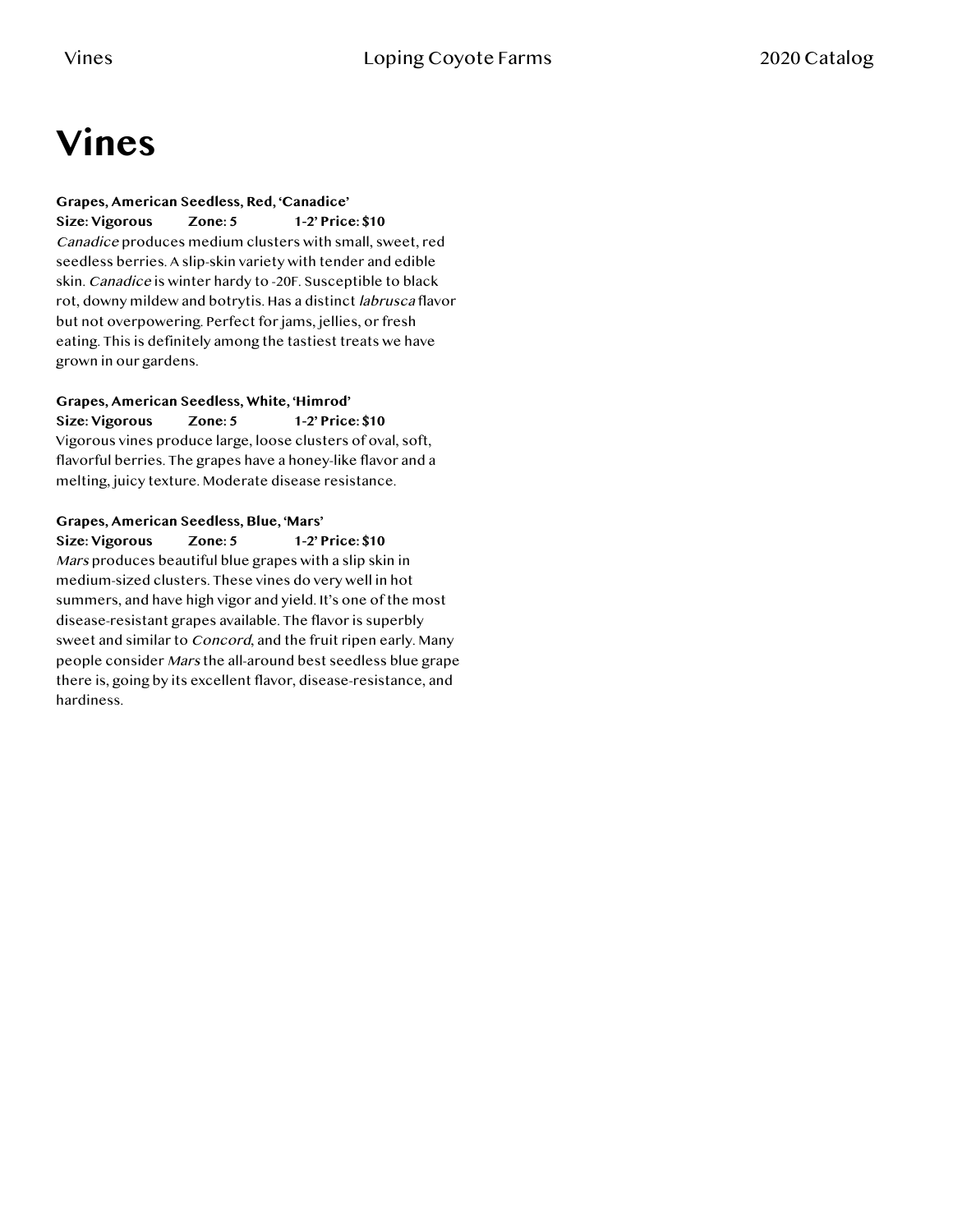# Vines

**Grapes, American Seedless, Red, 'Canadice'**
**Size: Vigorous Zone: 5 1-2' Price: $10**
*Canadice* produces medium clusters with small, sweet, red seedless berries. A slip-skin variety with tender and edible skin. *Canadice* is winter hardy to -20F. Susceptible to black rot, downy mildew and botrytis. Has a distinct *labrusca* flavor but not overpowering. Perfect for jams, jellies, or fresh eating. This is definitely among the tastiest treats we have grown in our gardens.

**Grapes, American Seedless, White, 'Himrod'**
**Size: Vigorous Zone: 5 1-2' Price: $10**
Vigorous vines produce large, loose clusters of oval, soft, flavorful berries. The grapes have a honey-like flavor and a melting, juicy texture. Moderate disease resistance.

**Grapes, American Seedless, Blue, 'Mars'**
**Size: Vigorous Zone: 5 1-2' Price: $10**
*Mars* produces beautiful blue grapes with a slip skin in medium-sized clusters. These vines do very well in hot summers, and have high vigor and yield. It's one of the most disease-resistant grapes available. The flavor is superbly sweet and similar to *Concord*, and the fruit ripen early. Many people consider *Mars* the all-around best seedless blue grape there is, going by its excellent flavor, disease-resistance, and hardiness.